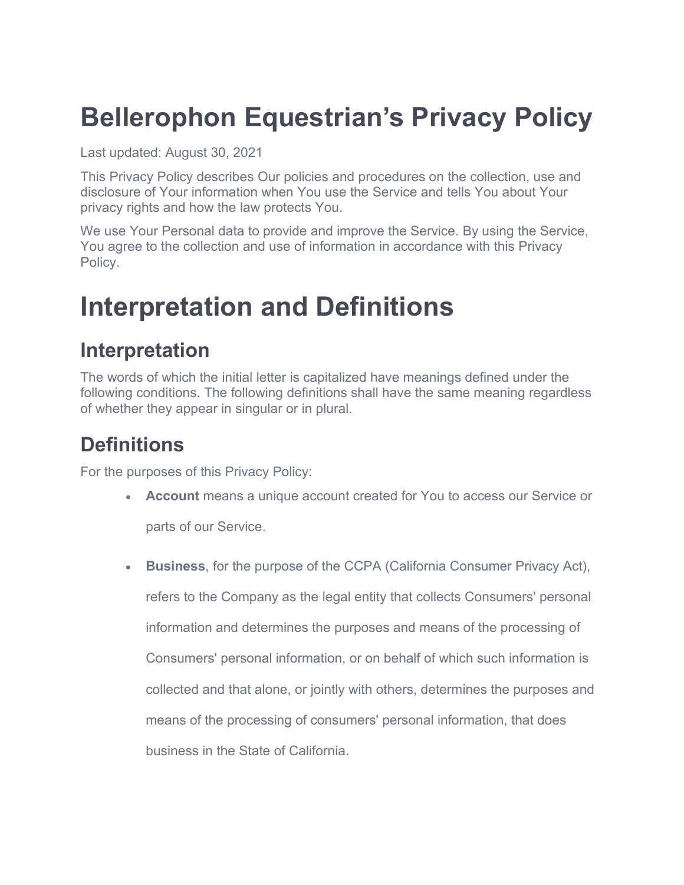# Bellerophon Equestrian’s Privacy Policy

Last updated: August 30, 2021

This Privacy Policy describes Our policies and procedures on the collection, use and disclosure of Your information when You use the Service and tells You about Your privacy rights and how the law protects You.

We use Your Personal data to provide and improve the Service. By using the Service, You agree to the collection and use of information in accordance with this Privacy Policy.

# Interpretation and Definitions

## Interpretation

The words of which the initial letter is capitalized have meanings defined under the following conditions. The following definitions shall have the same meaning regardless of whether they appear in singular or in plural.

## Definitions

For the purposes of this Privacy Policy:

- **Account** means a unique account created for You to access our Service or parts of our Service.
- **Business**, for the purpose of the CCPA (California Consumer Privacy Act), refers to the Company as the legal entity that collects Consumers' personal information and determines the purposes and means of the processing of Consumers' personal information, or on behalf of which such information is collected and that alone, or jointly with others, determines the purposes and means of the processing of consumers' personal information, that does business in the State of California.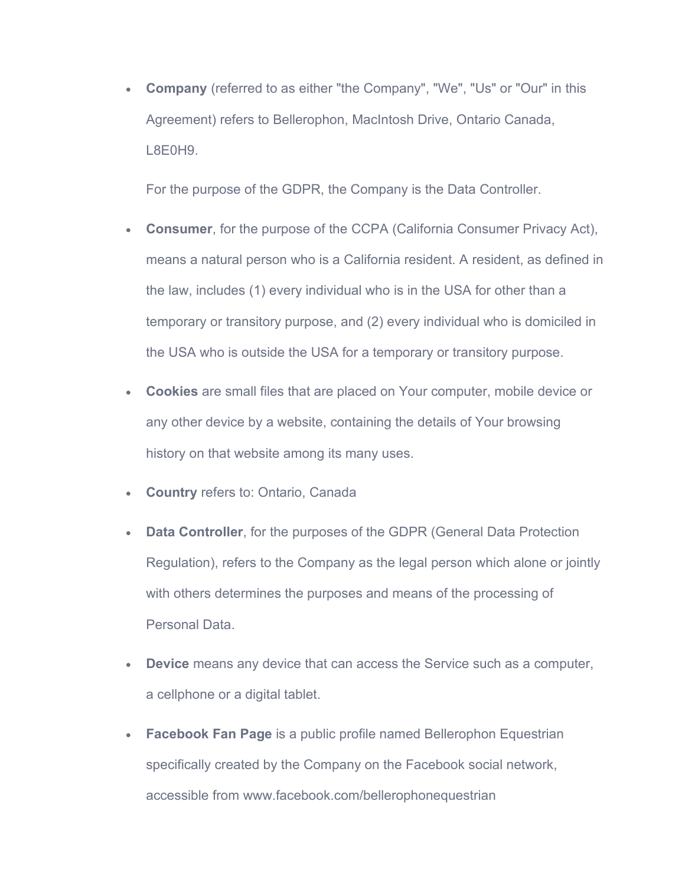- **Company** (referred to as either "the Company", "We", "Us" or "Our" in this Agreement) refers to Bellerophon, MacIntosh Drive, Ontario Canada, L8E0H9.

  For the purpose of the GDPR, the Company is the Data Controller.

- **Consumer**, for the purpose of the CCPA (California Consumer Privacy Act), means a natural person who is a California resident. A resident, as defined in the law, includes (1) every individual who is in the USA for other than a temporary or transitory purpose, and (2) every individual who is domiciled in the USA who is outside the USA for a temporary or transitory purpose.

- **Cookies** are small files that are placed on Your computer, mobile device or any other device by a website, containing the details of Your browsing history on that website among its many uses.

- **Country** refers to: Ontario, Canada

- **Data Controller**, for the purposes of the GDPR (General Data Protection Regulation), refers to the Company as the legal person which alone or jointly with others determines the purposes and means of the processing of Personal Data.

- **Device** means any device that can access the Service such as a computer, a cellphone or a digital tablet.

- **Facebook Fan Page** is a public profile named Bellerophon Equestrian specifically created by the Company on the Facebook social network, accessible from www.facebook.com/bellerophonequestrian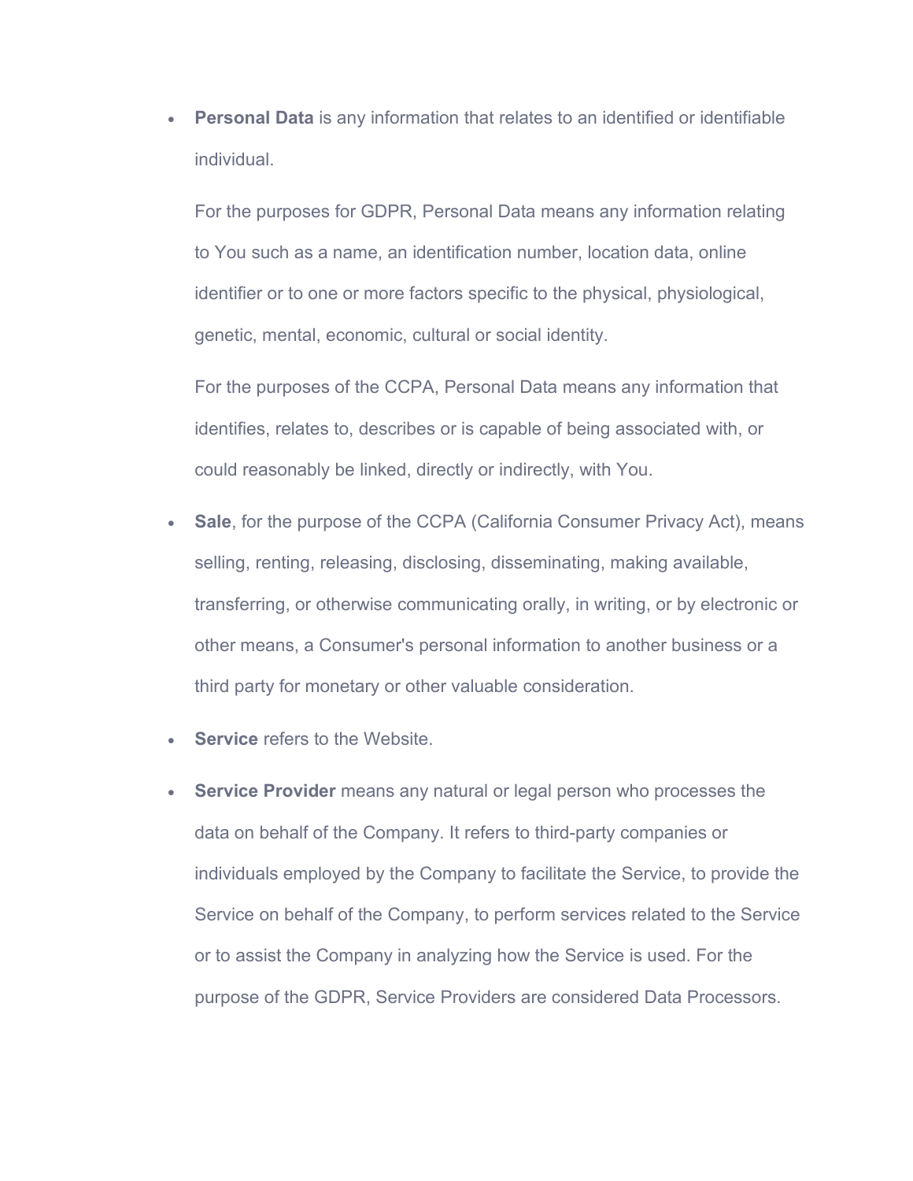- **Personal Data** is any information that relates to an identified or identifiable individual.

  For the purposes for GDPR, Personal Data means any information relating to You such as a name, an identification number, location data, online identifier or to one or more factors specific to the physical, physiological, genetic, mental, economic, cultural or social identity.

  For the purposes of the CCPA, Personal Data means any information that identifies, relates to, describes or is capable of being associated with, or could reasonably be linked, directly or indirectly, with You.

- **Sale**, for the purpose of the CCPA (California Consumer Privacy Act), means selling, renting, releasing, disclosing, disseminating, making available, transferring, or otherwise communicating orally, in writing, or by electronic or other means, a Consumer's personal information to another business or a third party for monetary or other valuable consideration.

- **Service** refers to the Website.

- **Service Provider** means any natural or legal person who processes the data on behalf of the Company. It refers to third-party companies or individuals employed by the Company to facilitate the Service, to provide the Service on behalf of the Company, to perform services related to the Service or to assist the Company in analyzing how the Service is used. For the purpose of the GDPR, Service Providers are considered Data Processors.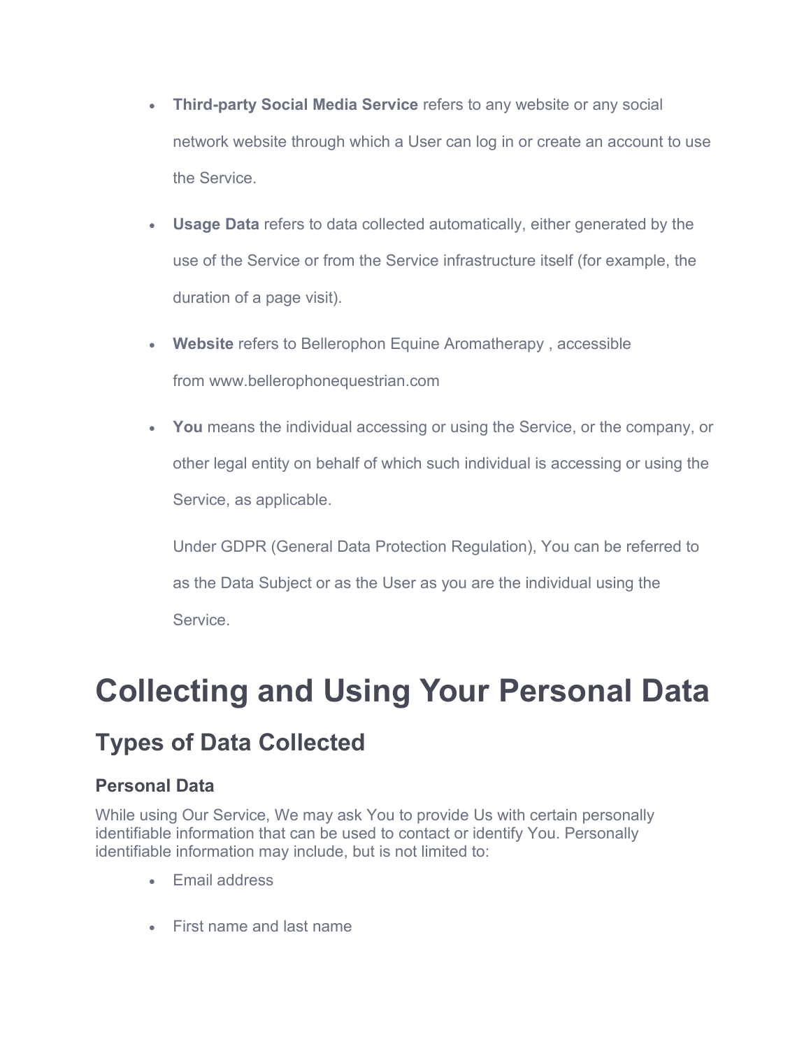- **Third-party Social Media Service** refers to any website or any social network website through which a User can log in or create an account to use the Service.

- **Usage Data** refers to data collected automatically, either generated by the use of the Service or from the Service infrastructure itself (for example, the duration of a page visit).

- **Website** refers to Bellerophon Equine Aromatherapy , accessible from www.bellerophonequestrian.com

- **You** means the individual accessing or using the Service, or the company, or other legal entity on behalf of which such individual is accessing or using the Service, as applicable.

  Under GDPR (General Data Protection Regulation), You can be referred to as the Data Subject or as the User as you are the individual using the Service.

# Collecting and Using Your Personal Data

## Types of Data Collected

### Personal Data

While using Our Service, We may ask You to provide Us with certain personally identifiable information that can be used to contact or identify You. Personally identifiable information may include, but is not limited to:

- Email address

- First name and last name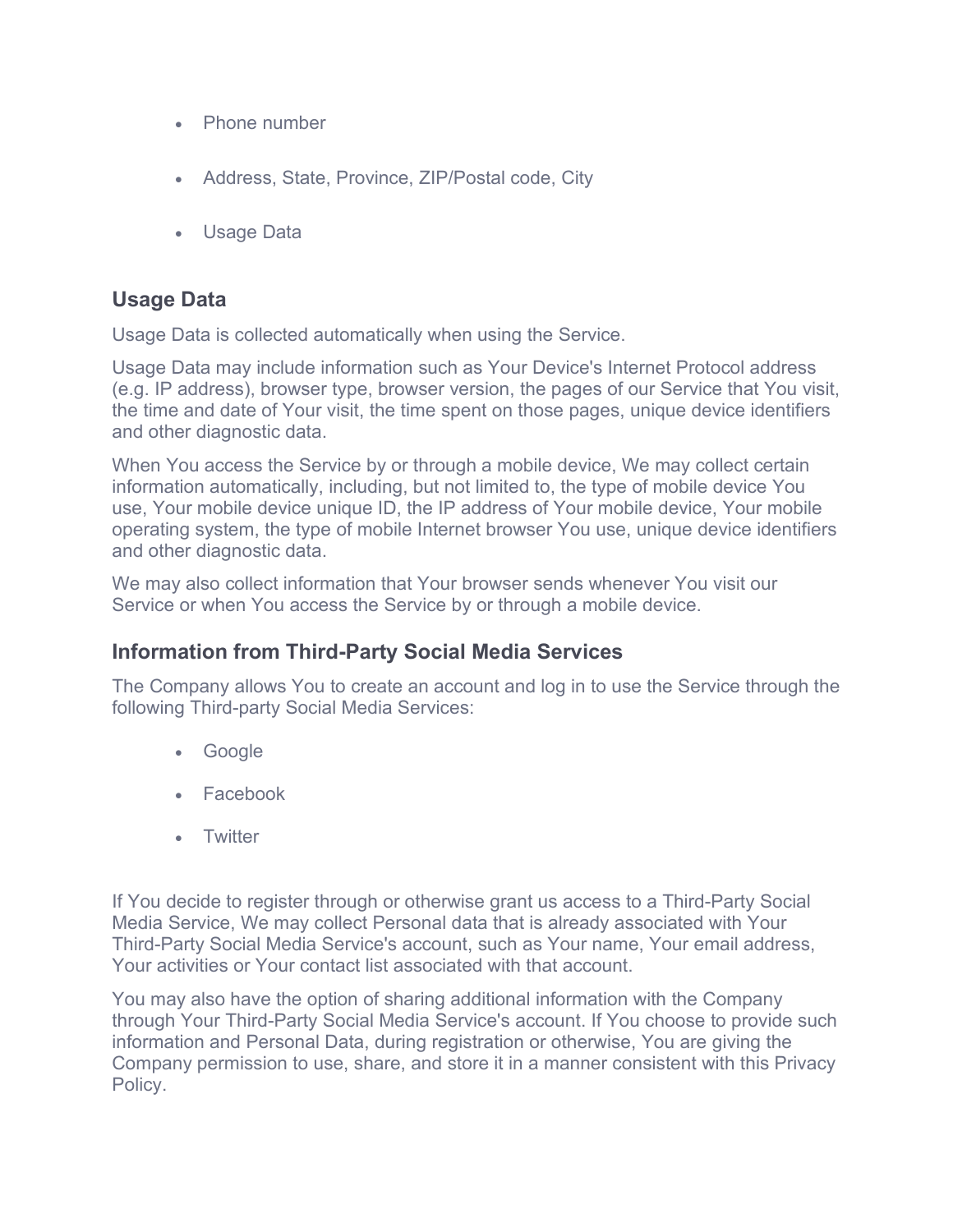- Phone number
- Address, State, Province, ZIP/Postal code, City
- Usage Data

### Usage Data

Usage Data is collected automatically when using the Service.

Usage Data may include information such as Your Device's Internet Protocol address (e.g. IP address), browser type, browser version, the pages of our Service that You visit, the time and date of Your visit, the time spent on those pages, unique device identifiers and other diagnostic data.

When You access the Service by or through a mobile device, We may collect certain information automatically, including, but not limited to, the type of mobile device You use, Your mobile device unique ID, the IP address of Your mobile device, Your mobile operating system, the type of mobile Internet browser You use, unique device identifiers and other diagnostic data.

We may also collect information that Your browser sends whenever You visit our Service or when You access the Service by or through a mobile device.

### Information from Third-Party Social Media Services

The Company allows You to create an account and log in to use the Service through the following Third-party Social Media Services:

- Google
- Facebook
- Twitter

If You decide to register through or otherwise grant us access to a Third-Party Social Media Service, We may collect Personal data that is already associated with Your Third-Party Social Media Service's account, such as Your name, Your email address, Your activities or Your contact list associated with that account.

You may also have the option of sharing additional information with the Company through Your Third-Party Social Media Service's account. If You choose to provide such information and Personal Data, during registration or otherwise, You are giving the Company permission to use, share, and store it in a manner consistent with this Privacy Policy.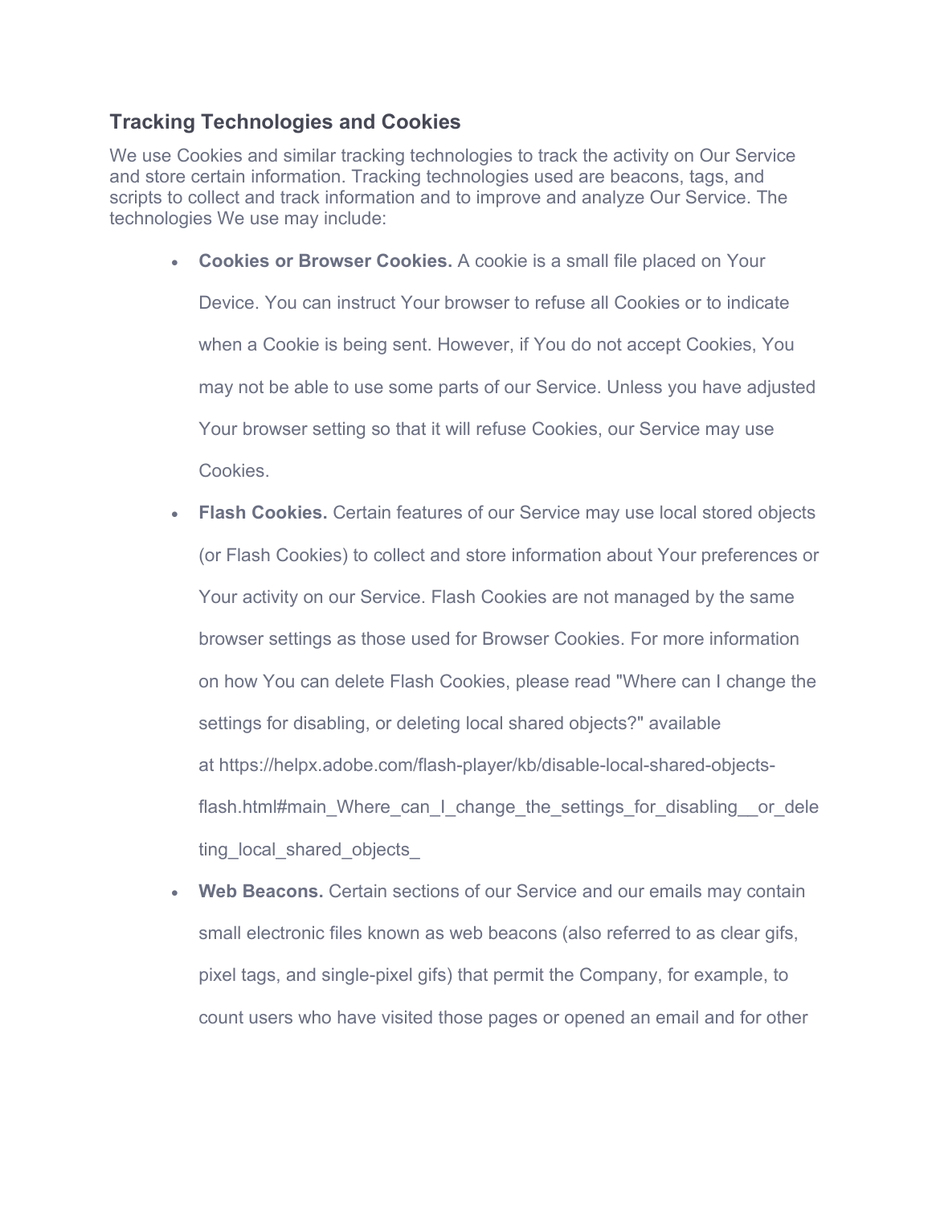## Tracking Technologies and Cookies

We use Cookies and similar tracking technologies to track the activity on Our Service and store certain information. Tracking technologies used are beacons, tags, and scripts to collect and track information and to improve and analyze Our Service. The technologies We use may include:

- **Cookies or Browser Cookies.** A cookie is a small file placed on Your Device. You can instruct Your browser to refuse all Cookies or to indicate when a Cookie is being sent. However, if You do not accept Cookies, You may not be able to use some parts of our Service. Unless you have adjusted Your browser setting so that it will refuse Cookies, our Service may use Cookies.
- **Flash Cookies.** Certain features of our Service may use local stored objects (or Flash Cookies) to collect and store information about Your preferences or Your activity on our Service. Flash Cookies are not managed by the same browser settings as those used for Browser Cookies. For more information on how You can delete Flash Cookies, please read "Where can I change the settings for disabling, or deleting local shared objects?" available at https://helpx.adobe.com/flash-player/kb/disable-local-shared-objects-flash.html#main_Where_can_I_change_the_settings_for_disabling__or_deleting_local_shared_objects_
- **Web Beacons.** Certain sections of our Service and our emails may contain small electronic files known as web beacons (also referred to as clear gifs, pixel tags, and single-pixel gifs) that permit the Company, for example, to count users who have visited those pages or opened an email and for other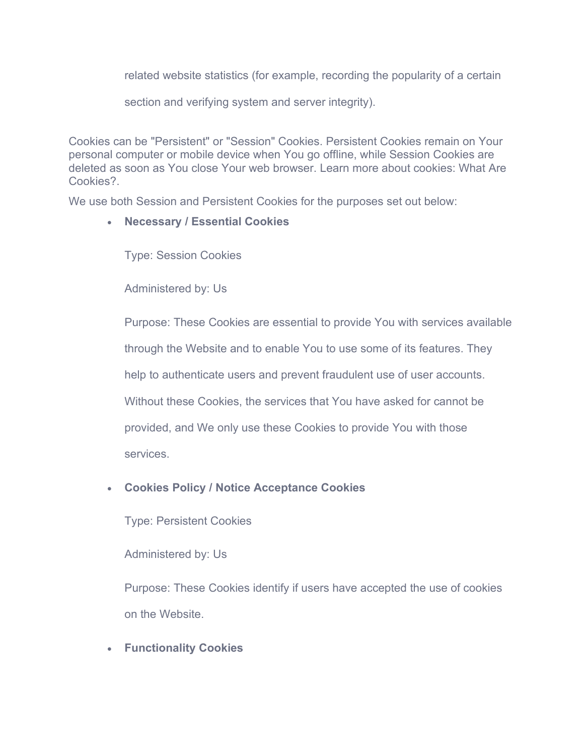related website statistics (for example, recording the popularity of a certain section and verifying system and server integrity).

Cookies can be "Persistent" or "Session" Cookies. Persistent Cookies remain on Your personal computer or mobile device when You go offline, while Session Cookies are deleted as soon as You close Your web browser. Learn more about cookies: What Are Cookies?.

We use both Session and Persistent Cookies for the purposes set out below:

- **Necessary / Essential Cookies**

  Type: Session Cookies

  Administered by: Us

  Purpose: These Cookies are essential to provide You with services available through the Website and to enable You to use some of its features. They help to authenticate users and prevent fraudulent use of user accounts. Without these Cookies, the services that You have asked for cannot be provided, and We only use these Cookies to provide You with those services.

- **Cookies Policy / Notice Acceptance Cookies**

  Type: Persistent Cookies

  Administered by: Us

  Purpose: These Cookies identify if users have accepted the use of cookies on the Website.

- **Functionality Cookies**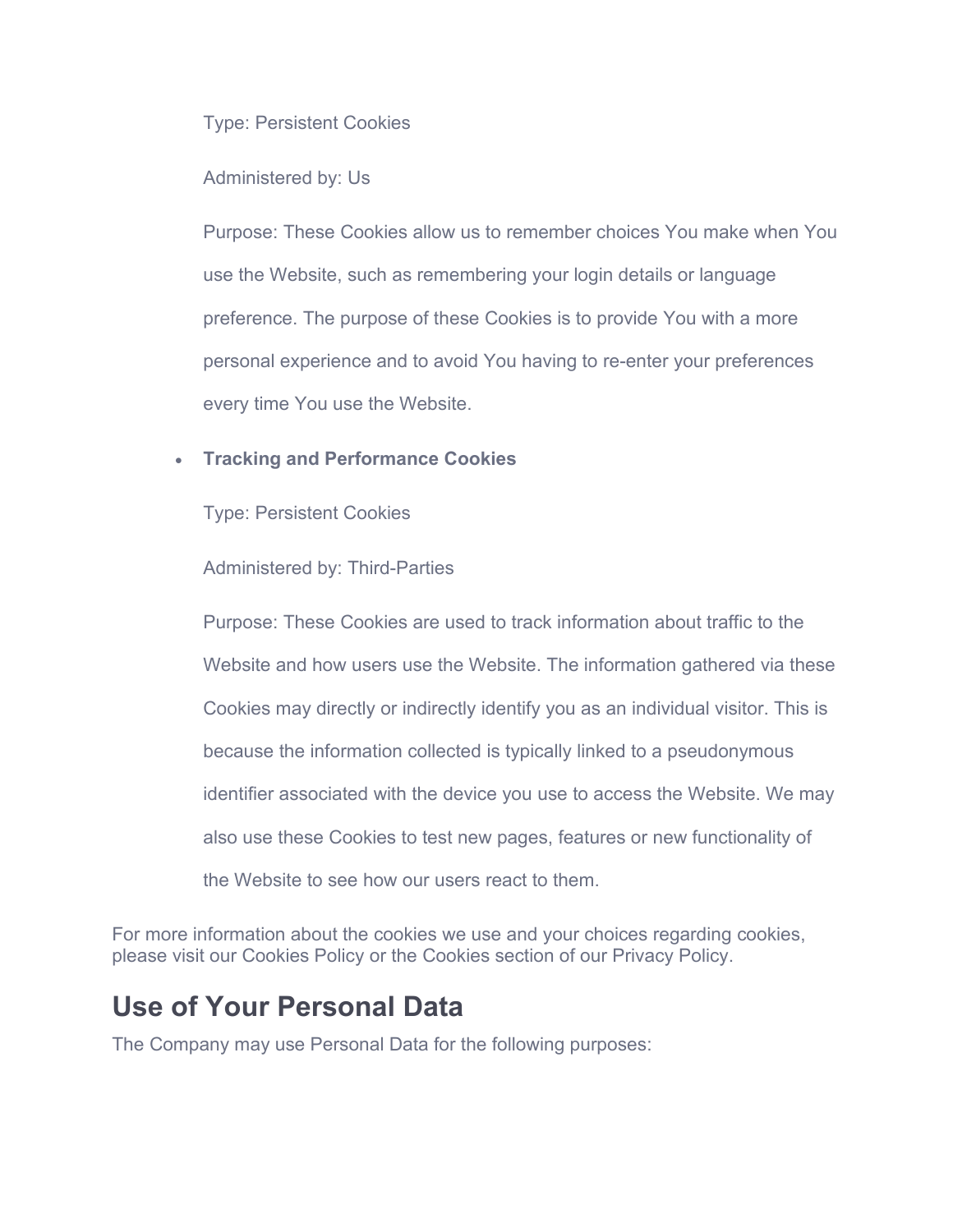Type: Persistent Cookies

Administered by: Us

Purpose: These Cookies allow us to remember choices You make when You use the Website, such as remembering your login details or language preference. The purpose of these Cookies is to provide You with a more personal experience and to avoid You having to re-enter your preferences every time You use the Website.

- **Tracking and Performance Cookies**

  Type: Persistent Cookies

  Administered by: Third-Parties

  Purpose: These Cookies are used to track information about traffic to the Website and how users use the Website. The information gathered via these Cookies may directly or indirectly identify you as an individual visitor. This is because the information collected is typically linked to a pseudonymous identifier associated with the device you use to access the Website. We may also use these Cookies to test new pages, features or new functionality of the Website to see how our users react to them.

For more information about the cookies we use and your choices regarding cookies, please visit our Cookies Policy or the Cookies section of our Privacy Policy.

## Use of Your Personal Data

The Company may use Personal Data for the following purposes: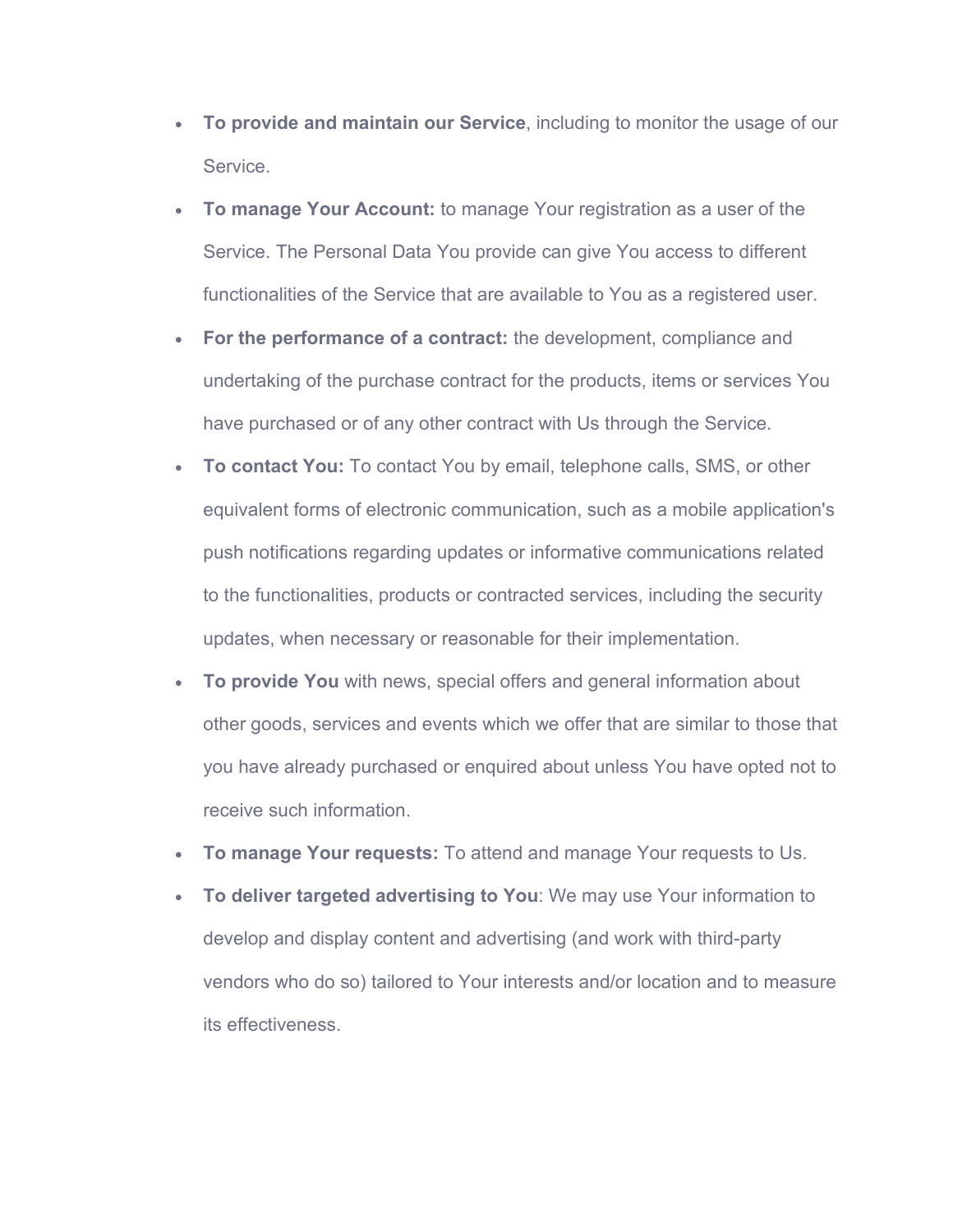- **To provide and maintain our Service**, including to monitor the usage of our Service.
- **To manage Your Account:** to manage Your registration as a user of the Service. The Personal Data You provide can give You access to different functionalities of the Service that are available to You as a registered user.
- **For the performance of a contract:** the development, compliance and undertaking of the purchase contract for the products, items or services You have purchased or of any other contract with Us through the Service.
- **To contact You:** To contact You by email, telephone calls, SMS, or other equivalent forms of electronic communication, such as a mobile application's push notifications regarding updates or informative communications related to the functionalities, products or contracted services, including the security updates, when necessary or reasonable for their implementation.
- **To provide You** with news, special offers and general information about other goods, services and events which we offer that are similar to those that you have already purchased or enquired about unless You have opted not to receive such information.
- **To manage Your requests:** To attend and manage Your requests to Us.
- **To deliver targeted advertising to You**: We may use Your information to develop and display content and advertising (and work with third-party vendors who do so) tailored to Your interests and/or location and to measure its effectiveness.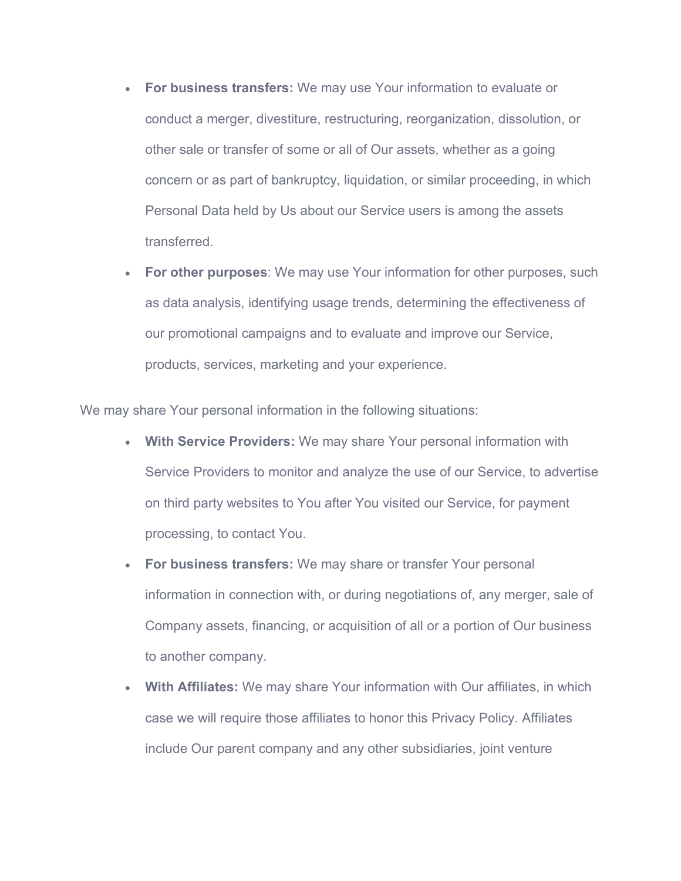- **For business transfers:** We may use Your information to evaluate or conduct a merger, divestiture, restructuring, reorganization, dissolution, or other sale or transfer of some or all of Our assets, whether as a going concern or as part of bankruptcy, liquidation, or similar proceeding, in which Personal Data held by Us about our Service users is among the assets transferred.
- **For other purposes**: We may use Your information for other purposes, such as data analysis, identifying usage trends, determining the effectiveness of our promotional campaigns and to evaluate and improve our Service, products, services, marketing and your experience.

We may share Your personal information in the following situations:

- **With Service Providers:** We may share Your personal information with Service Providers to monitor and analyze the use of our Service, to advertise on third party websites to You after You visited our Service, for payment processing, to contact You.
- **For business transfers:** We may share or transfer Your personal information in connection with, or during negotiations of, any merger, sale of Company assets, financing, or acquisition of all or a portion of Our business to another company.
- **With Affiliates:** We may share Your information with Our affiliates, in which case we will require those affiliates to honor this Privacy Policy. Affiliates include Our parent company and any other subsidiaries, joint venture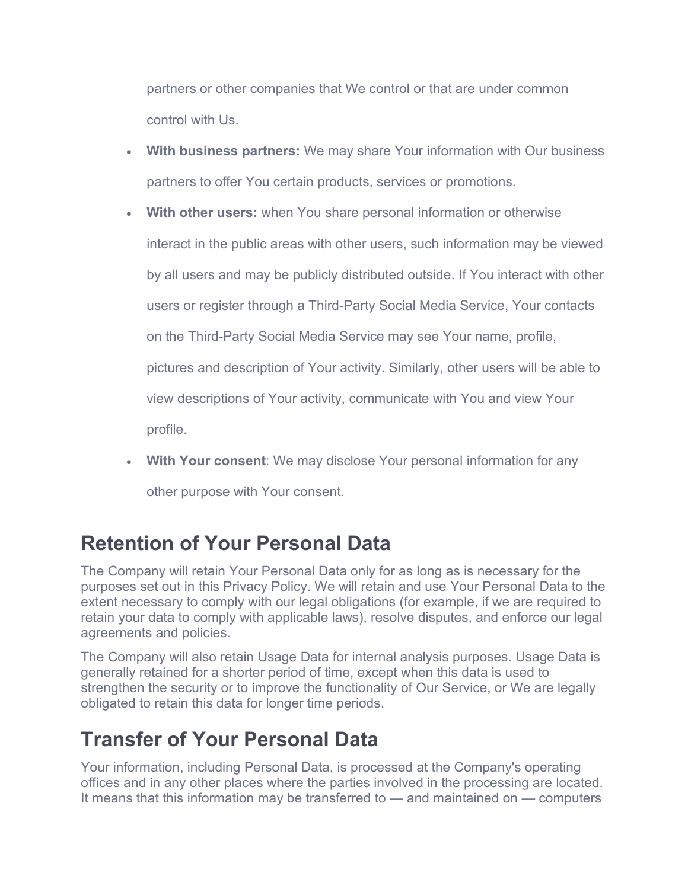partners or other companies that We control or that are under common control with Us.

- **With business partners:** We may share Your information with Our business partners to offer You certain products, services or promotions.
- **With other users:** when You share personal information or otherwise interact in the public areas with other users, such information may be viewed by all users and may be publicly distributed outside. If You interact with other users or register through a Third-Party Social Media Service, Your contacts on the Third-Party Social Media Service may see Your name, profile, pictures and description of Your activity. Similarly, other users will be able to view descriptions of Your activity, communicate with You and view Your profile.
- **With Your consent**: We may disclose Your personal information for any other purpose with Your consent.

# Retention of Your Personal Data

The Company will retain Your Personal Data only for as long as is necessary for the purposes set out in this Privacy Policy. We will retain and use Your Personal Data to the extent necessary to comply with our legal obligations (for example, if we are required to retain your data to comply with applicable laws), resolve disputes, and enforce our legal agreements and policies.

The Company will also retain Usage Data for internal analysis purposes. Usage Data is generally retained for a shorter period of time, except when this data is used to strengthen the security or to improve the functionality of Our Service, or We are legally obligated to retain this data for longer time periods.

# Transfer of Your Personal Data

Your information, including Personal Data, is processed at the Company's operating offices and in any other places where the parties involved in the processing are located. It means that this information may be transferred to — and maintained on — computers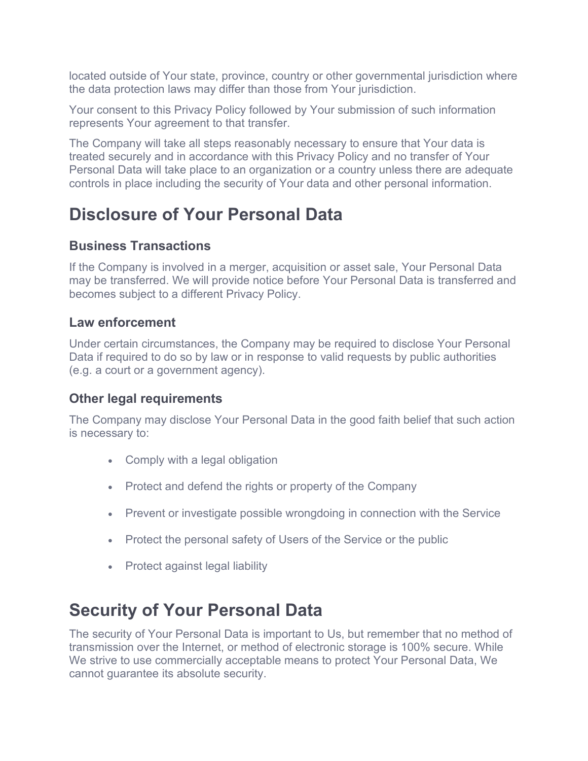located outside of Your state, province, country or other governmental jurisdiction where the data protection laws may differ than those from Your jurisdiction.

Your consent to this Privacy Policy followed by Your submission of such information represents Your agreement to that transfer.

The Company will take all steps reasonably necessary to ensure that Your data is treated securely and in accordance with this Privacy Policy and no transfer of Your Personal Data will take place to an organization or a country unless there are adequate controls in place including the security of Your data and other personal information.

# Disclosure of Your Personal Data

### Business Transactions

If the Company is involved in a merger, acquisition or asset sale, Your Personal Data may be transferred. We will provide notice before Your Personal Data is transferred and becomes subject to a different Privacy Policy.

### Law enforcement

Under certain circumstances, the Company may be required to disclose Your Personal Data if required to do so by law or in response to valid requests by public authorities (e.g. a court or a government agency).

### Other legal requirements

The Company may disclose Your Personal Data in the good faith belief that such action is necessary to:

- Comply with a legal obligation
- Protect and defend the rights or property of the Company
- Prevent or investigate possible wrongdoing in connection with the Service
- Protect the personal safety of Users of the Service or the public
- Protect against legal liability

# Security of Your Personal Data

The security of Your Personal Data is important to Us, but remember that no method of transmission over the Internet, or method of electronic storage is 100% secure. While We strive to use commercially acceptable means to protect Your Personal Data, We cannot guarantee its absolute security.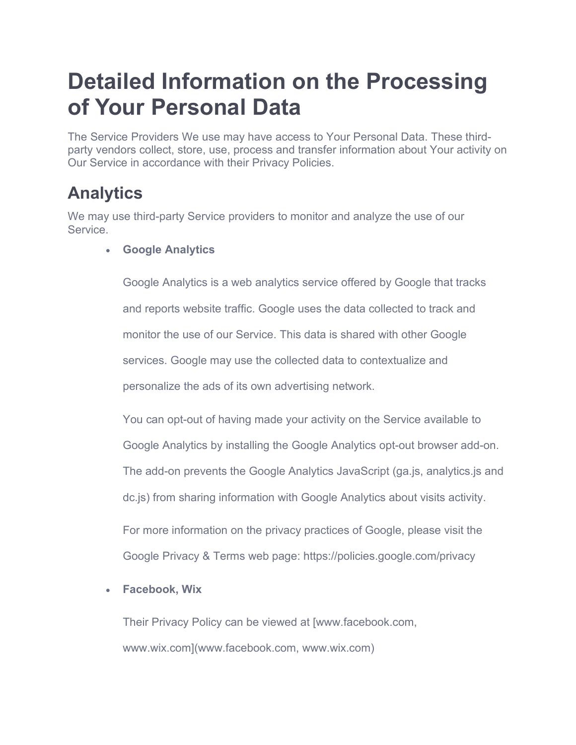# Detailed Information on the Processing of Your Personal Data

The Service Providers We use may have access to Your Personal Data. These third-party vendors collect, store, use, process and transfer information about Your activity on Our Service in accordance with their Privacy Policies.

## Analytics

We may use third-party Service providers to monitor and analyze the use of our Service.

- **Google Analytics**

  Google Analytics is a web analytics service offered by Google that tracks and reports website traffic. Google uses the data collected to track and monitor the use of our Service. This data is shared with other Google services. Google may use the collected data to contextualize and personalize the ads of its own advertising network.

  You can opt-out of having made your activity on the Service available to Google Analytics by installing the Google Analytics opt-out browser add-on. The add-on prevents the Google Analytics JavaScript (ga.js, analytics.js and dc.js) from sharing information with Google Analytics about visits activity.

  For more information on the privacy practices of Google, please visit the Google Privacy & Terms web page: https://policies.google.com/privacy

- **Facebook, Wix**

  Their Privacy Policy can be viewed at [www.facebook.com, www.wix.com](www.facebook.com, www.wix.com)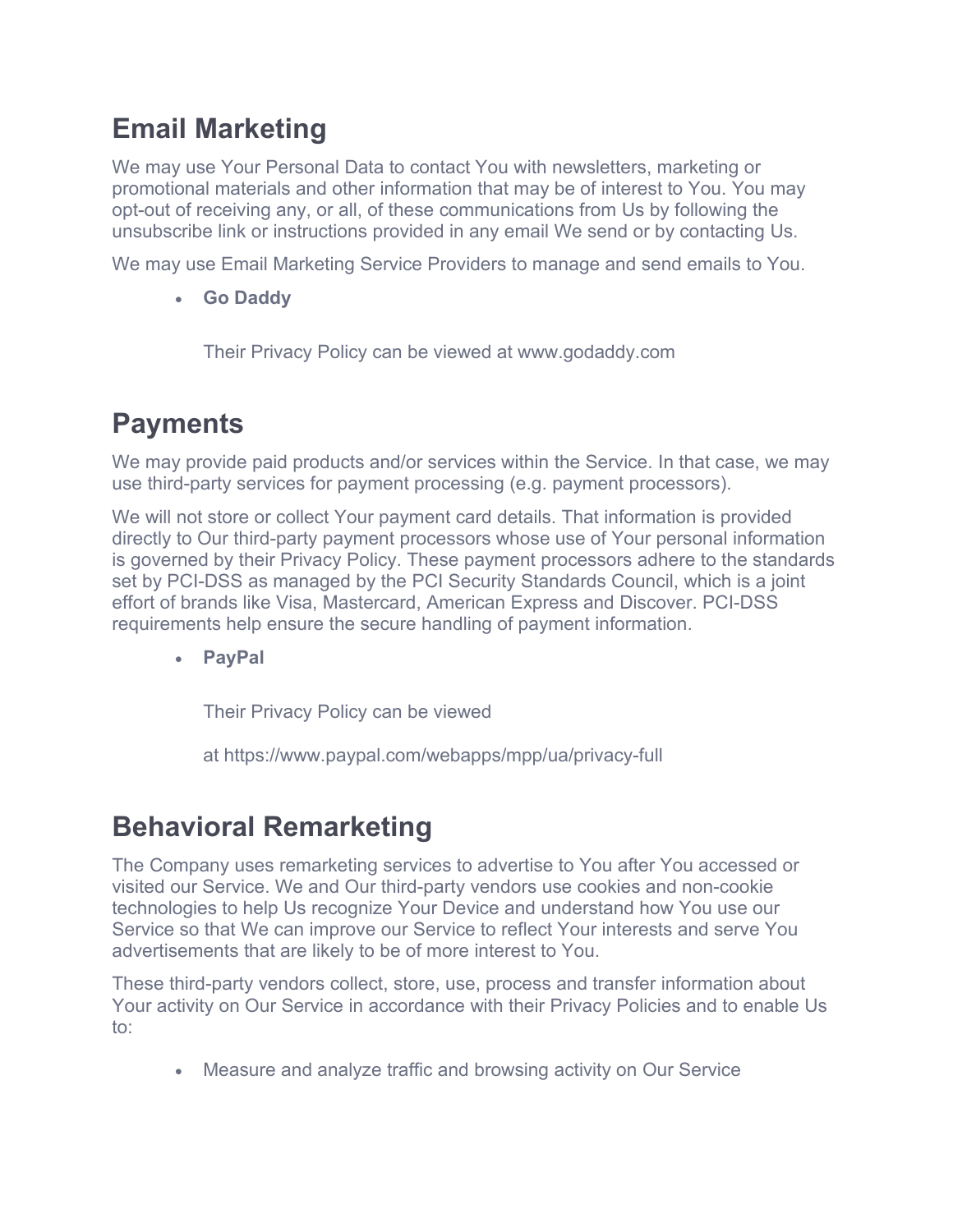## Email Marketing

We may use Your Personal Data to contact You with newsletters, marketing or promotional materials and other information that may be of interest to You. You may opt-out of receiving any, or all, of these communications from Us by following the unsubscribe link or instructions provided in any email We send or by contacting Us.

We may use Email Marketing Service Providers to manage and send emails to You.

- **Go Daddy**

  Their Privacy Policy can be viewed at www.godaddy.com

## Payments

We may provide paid products and/or services within the Service. In that case, we may use third-party services for payment processing (e.g. payment processors).

We will not store or collect Your payment card details. That information is provided directly to Our third-party payment processors whose use of Your personal information is governed by their Privacy Policy. These payment processors adhere to the standards set by PCI-DSS as managed by the PCI Security Standards Council, which is a joint effort of brands like Visa, Mastercard, American Express and Discover. PCI-DSS requirements help ensure the secure handling of payment information.

- **PayPal**

  Their Privacy Policy can be viewed

  at https://www.paypal.com/webapps/mpp/ua/privacy-full

## Behavioral Remarketing

The Company uses remarketing services to advertise to You after You accessed or visited our Service. We and Our third-party vendors use cookies and non-cookie technologies to help Us recognize Your Device and understand how You use our Service so that We can improve our Service to reflect Your interests and serve You advertisements that are likely to be of more interest to You.

These third-party vendors collect, store, use, process and transfer information about Your activity on Our Service in accordance with their Privacy Policies and to enable Us to:

- Measure and analyze traffic and browsing activity on Our Service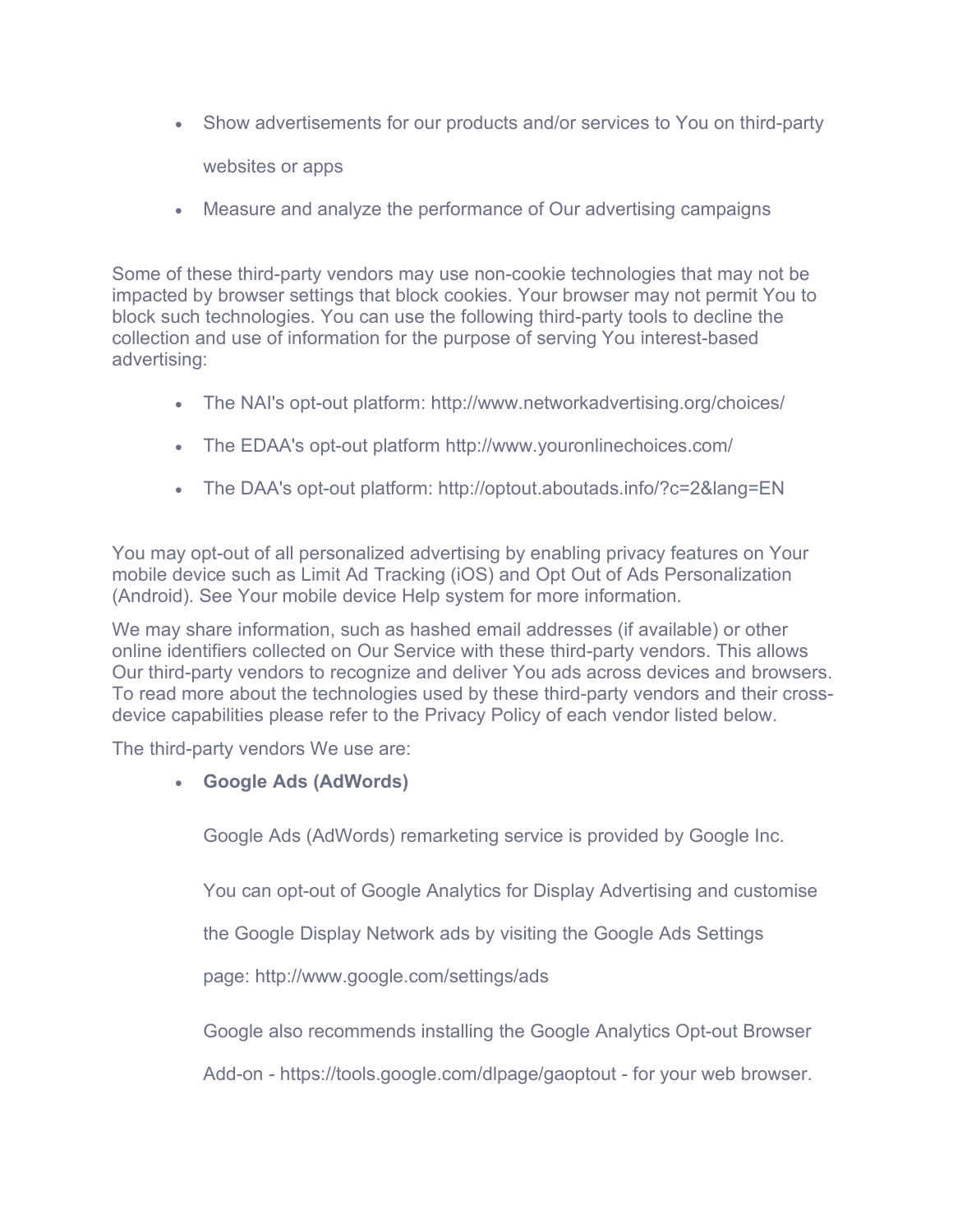- Show advertisements for our products and/or services to You on third-party websites or apps
- Measure and analyze the performance of Our advertising campaigns

Some of these third-party vendors may use non-cookie technologies that may not be impacted by browser settings that block cookies. Your browser may not permit You to block such technologies. You can use the following third-party tools to decline the collection and use of information for the purpose of serving You interest-based advertising:

- The NAI's opt-out platform: http://www.networkadvertising.org/choices/
- The EDAA's opt-out platform http://www.youronlinechoices.com/
- The DAA's opt-out platform: http://optout.aboutads.info/?c=2&lang=EN

You may opt-out of all personalized advertising by enabling privacy features on Your mobile device such as Limit Ad Tracking (iOS) and Opt Out of Ads Personalization (Android). See Your mobile device Help system for more information.

We may share information, such as hashed email addresses (if available) or other online identifiers collected on Our Service with these third-party vendors. This allows Our third-party vendors to recognize and deliver You ads across devices and browsers. To read more about the technologies used by these third-party vendors and their cross-device capabilities please refer to the Privacy Policy of each vendor listed below.

The third-party vendors We use are:

- **Google Ads (AdWords)**

  Google Ads (AdWords) remarketing service is provided by Google Inc.

  You can opt-out of Google Analytics for Display Advertising and customise the Google Display Network ads by visiting the Google Ads Settings page: http://www.google.com/settings/ads

  Google also recommends installing the Google Analytics Opt-out Browser Add-on - https://tools.google.com/dlpage/gaoptout - for your web browser.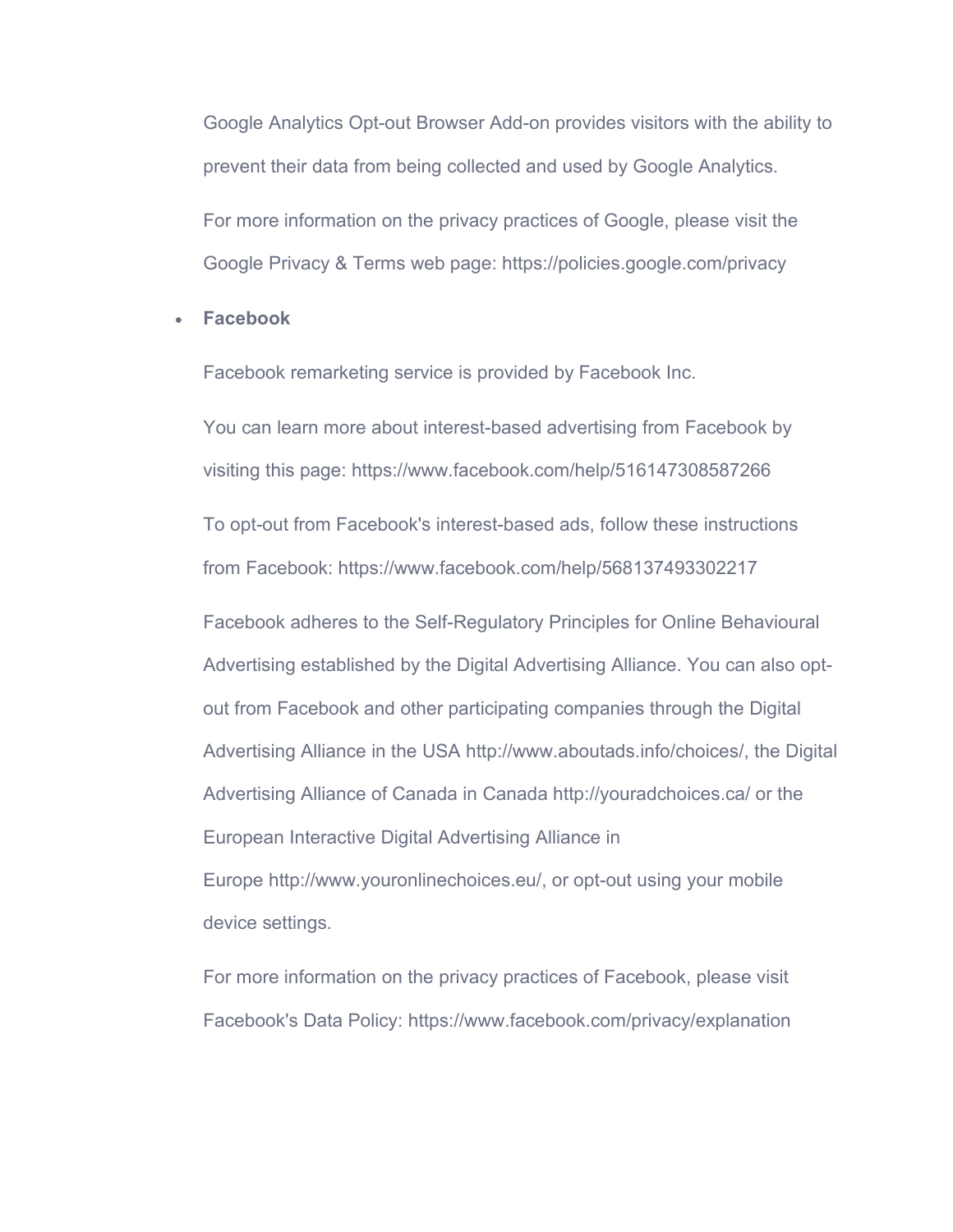Google Analytics Opt-out Browser Add-on provides visitors with the ability to prevent their data from being collected and used by Google Analytics.

For more information on the privacy practices of Google, please visit the Google Privacy & Terms web page: https://policies.google.com/privacy

- **Facebook**

  Facebook remarketing service is provided by Facebook Inc.

  You can learn more about interest-based advertising from Facebook by visiting this page: https://www.facebook.com/help/516147308587266

  To opt-out from Facebook's interest-based ads, follow these instructions from Facebook: https://www.facebook.com/help/568137493302217

  Facebook adheres to the Self-Regulatory Principles for Online Behavioural Advertising established by the Digital Advertising Alliance. You can also opt-out from Facebook and other participating companies through the Digital Advertising Alliance in the USA http://www.aboutads.info/choices/, the Digital Advertising Alliance of Canada in Canada http://youradchoices.ca/ or the European Interactive Digital Advertising Alliance in Europe http://www.youronlinechoices.eu/, or opt-out using your mobile device settings.

  For more information on the privacy practices of Facebook, please visit Facebook's Data Policy: https://www.facebook.com/privacy/explanation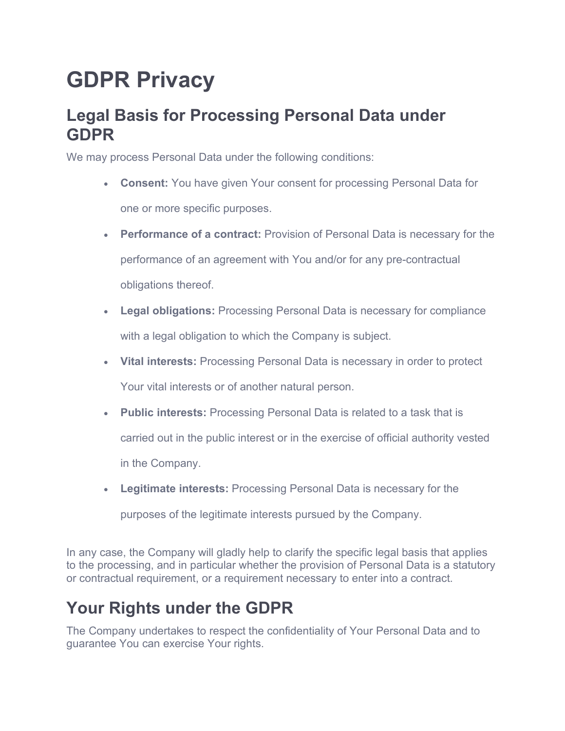# GDPR Privacy

## Legal Basis for Processing Personal Data under GDPR

We may process Personal Data under the following conditions:

- **Consent:** You have given Your consent for processing Personal Data for one or more specific purposes.
- **Performance of a contract:** Provision of Personal Data is necessary for the performance of an agreement with You and/or for any pre-contractual obligations thereof.
- **Legal obligations:** Processing Personal Data is necessary for compliance with a legal obligation to which the Company is subject.
- **Vital interests:** Processing Personal Data is necessary in order to protect Your vital interests or of another natural person.
- **Public interests:** Processing Personal Data is related to a task that is carried out in the public interest or in the exercise of official authority vested in the Company.
- **Legitimate interests:** Processing Personal Data is necessary for the purposes of the legitimate interests pursued by the Company.

In any case, the Company will gladly help to clarify the specific legal basis that applies to the processing, and in particular whether the provision of Personal Data is a statutory or contractual requirement, or a requirement necessary to enter into a contract.

## Your Rights under the GDPR

The Company undertakes to respect the confidentiality of Your Personal Data and to guarantee You can exercise Your rights.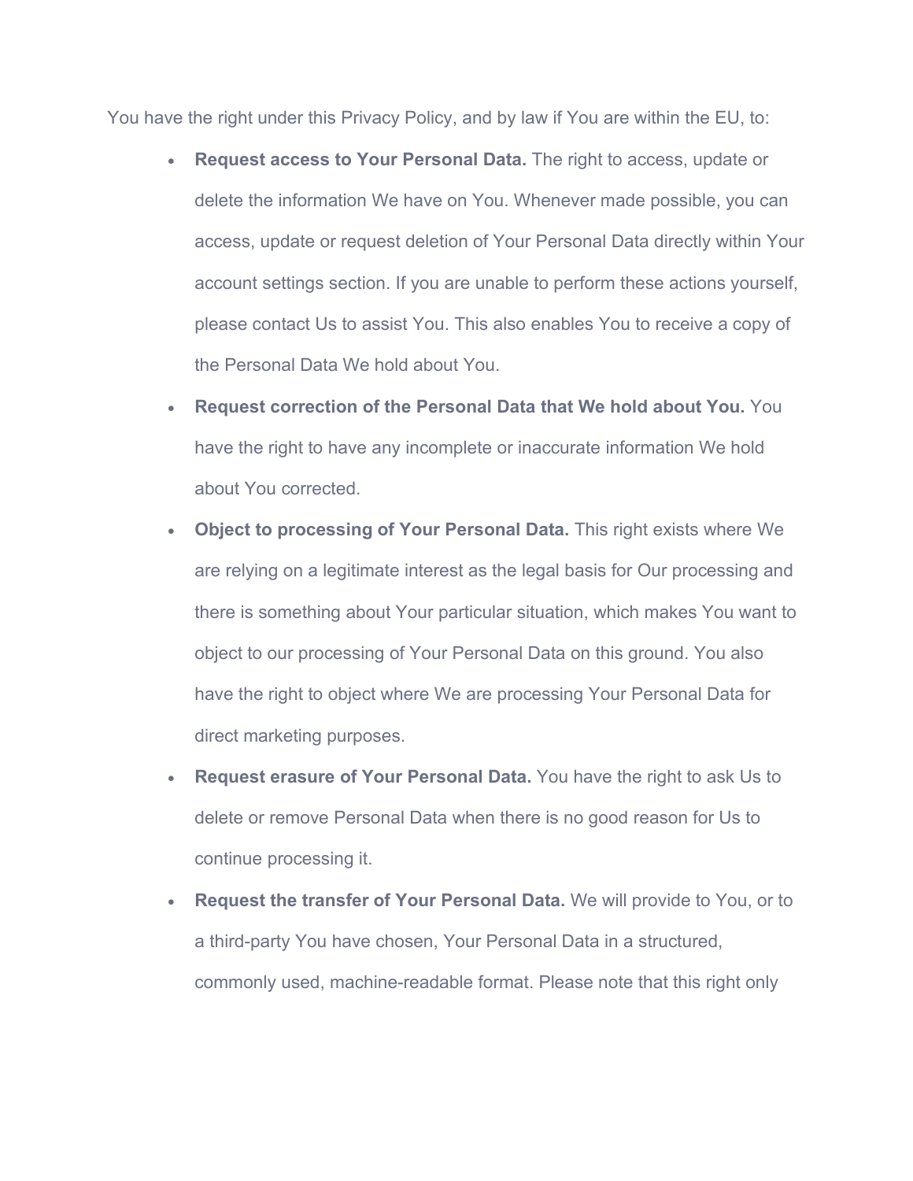You have the right under this Privacy Policy, and by law if You are within the EU, to:

- **Request access to Your Personal Data.** The right to access, update or delete the information We have on You. Whenever made possible, you can access, update or request deletion of Your Personal Data directly within Your account settings section. If you are unable to perform these actions yourself, please contact Us to assist You. This also enables You to receive a copy of the Personal Data We hold about You.
- **Request correction of the Personal Data that We hold about You.** You have the right to have any incomplete or inaccurate information We hold about You corrected.
- **Object to processing of Your Personal Data.** This right exists where We are relying on a legitimate interest as the legal basis for Our processing and there is something about Your particular situation, which makes You want to object to our processing of Your Personal Data on this ground. You also have the right to object where We are processing Your Personal Data for direct marketing purposes.
- **Request erasure of Your Personal Data.** You have the right to ask Us to delete or remove Personal Data when there is no good reason for Us to continue processing it.
- **Request the transfer of Your Personal Data.** We will provide to You, or to a third-party You have chosen, Your Personal Data in a structured, commonly used, machine-readable format. Please note that this right only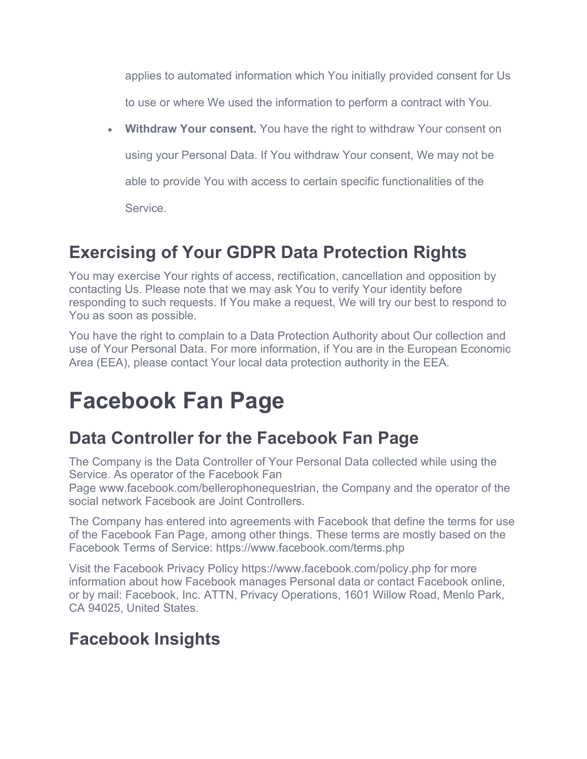applies to automated information which You initially provided consent for Us to use or where We used the information to perform a contract with You.

- **Withdraw Your consent.** You have the right to withdraw Your consent on using your Personal Data. If You withdraw Your consent, We may not be able to provide You with access to certain specific functionalities of the Service.

## Exercising of Your GDPR Data Protection Rights

You may exercise Your rights of access, rectification, cancellation and opposition by contacting Us. Please note that we may ask You to verify Your identity before responding to such requests. If You make a request, We will try our best to respond to You as soon as possible.

You have the right to complain to a Data Protection Authority about Our collection and use of Your Personal Data. For more information, if You are in the European Economic Area (EEA), please contact Your local data protection authority in the EEA.

# Facebook Fan Page

## Data Controller for the Facebook Fan Page

The Company is the Data Controller of Your Personal Data collected while using the Service. As operator of the Facebook Fan Page www.facebook.com/bellerophonequestrian, the Company and the operator of the social network Facebook are Joint Controllers.

The Company has entered into agreements with Facebook that define the terms for use of the Facebook Fan Page, among other things. These terms are mostly based on the Facebook Terms of Service: https://www.facebook.com/terms.php

Visit the Facebook Privacy Policy https://www.facebook.com/policy.php for more information about how Facebook manages Personal data or contact Facebook online, or by mail: Facebook, Inc. ATTN, Privacy Operations, 1601 Willow Road, Menlo Park, CA 94025, United States.

## Facebook Insights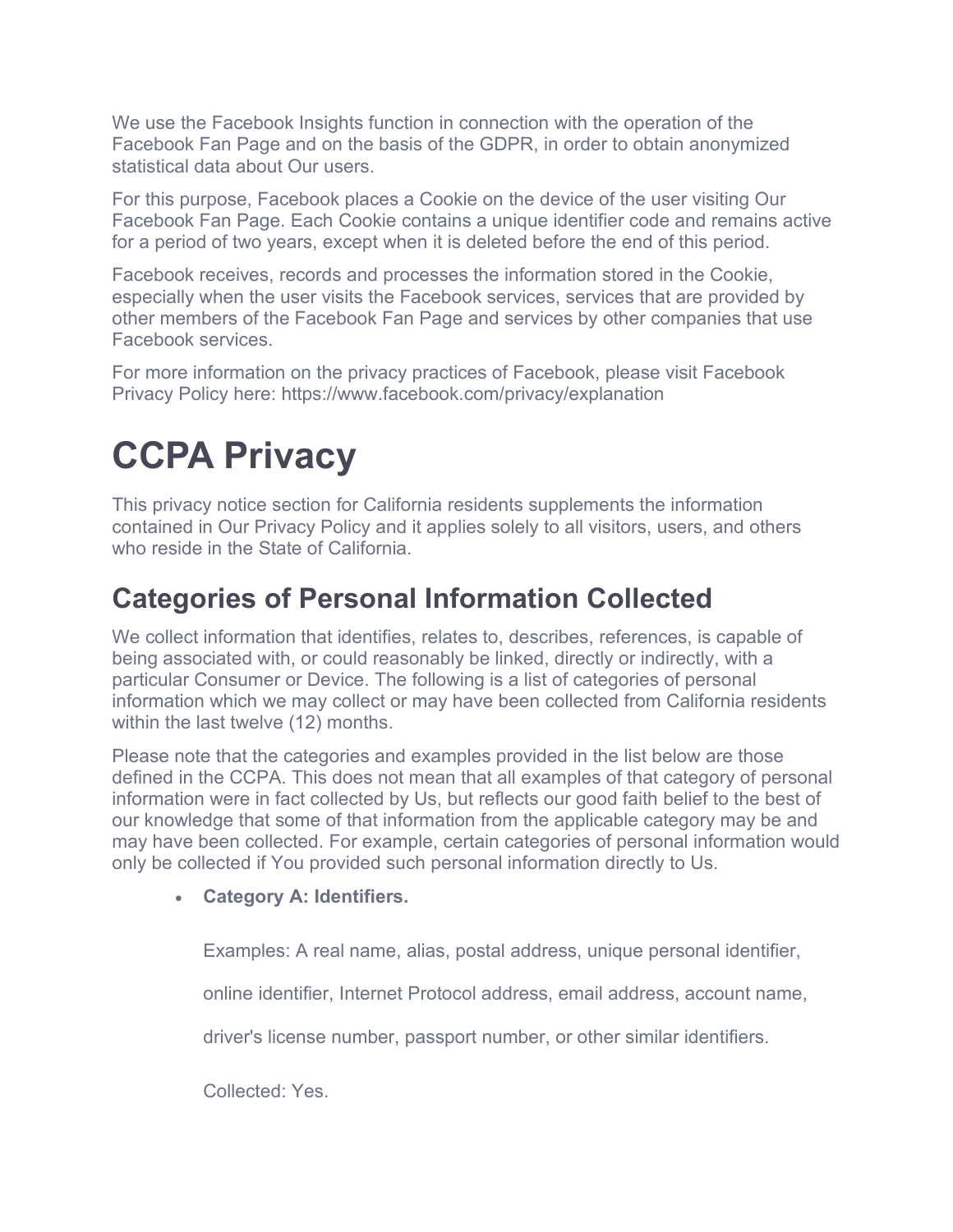We use the Facebook Insights function in connection with the operation of the Facebook Fan Page and on the basis of the GDPR, in order to obtain anonymized statistical data about Our users.

For this purpose, Facebook places a Cookie on the device of the user visiting Our Facebook Fan Page. Each Cookie contains a unique identifier code and remains active for a period of two years, except when it is deleted before the end of this period.

Facebook receives, records and processes the information stored in the Cookie, especially when the user visits the Facebook services, services that are provided by other members of the Facebook Fan Page and services by other companies that use Facebook services.

For more information on the privacy practices of Facebook, please visit Facebook Privacy Policy here: https://www.facebook.com/privacy/explanation

# CCPA Privacy

This privacy notice section for California residents supplements the information contained in Our Privacy Policy and it applies solely to all visitors, users, and others who reside in the State of California.

## Categories of Personal Information Collected

We collect information that identifies, relates to, describes, references, is capable of being associated with, or could reasonably be linked, directly or indirectly, with a particular Consumer or Device. The following is a list of categories of personal information which we may collect or may have been collected from California residents within the last twelve (12) months.

Please note that the categories and examples provided in the list below are those defined in the CCPA. This does not mean that all examples of that category of personal information were in fact collected by Us, but reflects our good faith belief to the best of our knowledge that some of that information from the applicable category may be and may have been collected. For example, certain categories of personal information would only be collected if You provided such personal information directly to Us.

- **Category A: Identifiers.**

  Examples: A real name, alias, postal address, unique personal identifier, online identifier, Internet Protocol address, email address, account name, driver's license number, passport number, or other similar identifiers.

  Collected: Yes.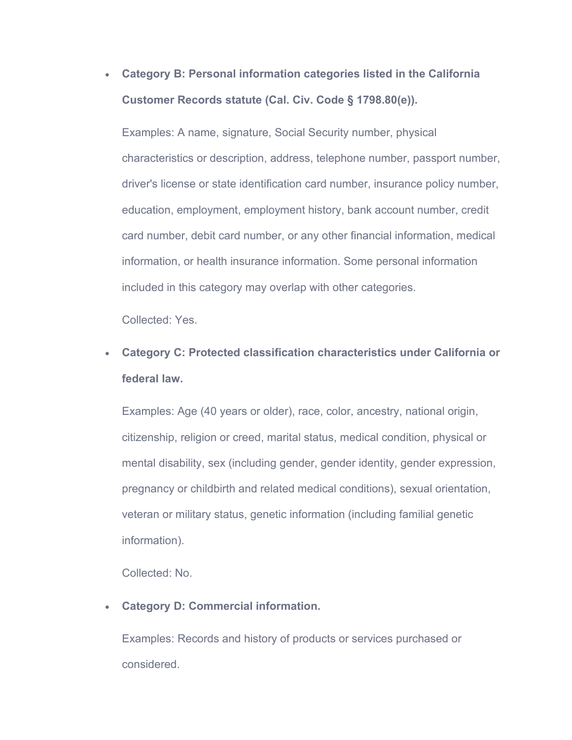- **Category B: Personal information categories listed in the California Customer Records statute (Cal. Civ. Code § 1798.80(e)).**

  Examples: A name, signature, Social Security number, physical characteristics or description, address, telephone number, passport number, driver's license or state identification card number, insurance policy number, education, employment, employment history, bank account number, credit card number, debit card number, or any other financial information, medical information, or health insurance information. Some personal information included in this category may overlap with other categories.

  Collected: Yes.

- **Category C: Protected classification characteristics under California or federal law.**

  Examples: Age (40 years or older), race, color, ancestry, national origin, citizenship, religion or creed, marital status, medical condition, physical or mental disability, sex (including gender, gender identity, gender expression, pregnancy or childbirth and related medical conditions), sexual orientation, veteran or military status, genetic information (including familial genetic information).

  Collected: No.

- **Category D: Commercial information.**

  Examples: Records and history of products or services purchased or considered.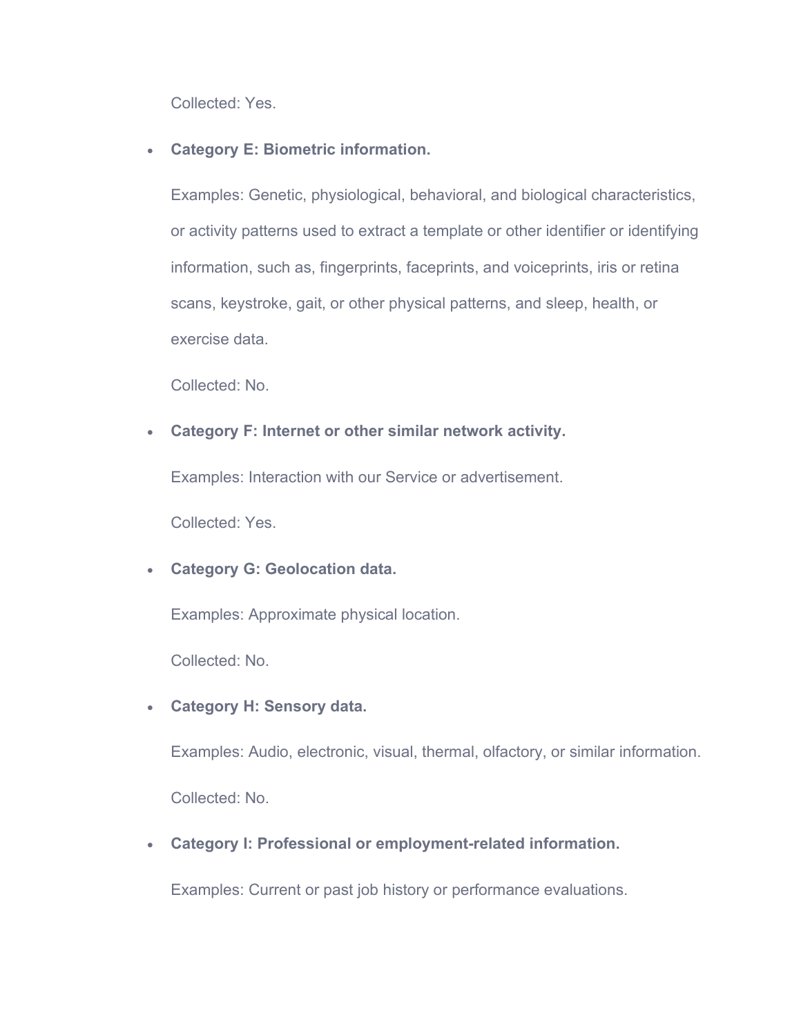Collected: Yes.

- **Category E: Biometric information.**

  Examples: Genetic, physiological, behavioral, and biological characteristics, or activity patterns used to extract a template or other identifier or identifying information, such as, fingerprints, faceprints, and voiceprints, iris or retina scans, keystroke, gait, or other physical patterns, and sleep, health, or exercise data.

  Collected: No.

- **Category F: Internet or other similar network activity.**

  Examples: Interaction with our Service or advertisement.

  Collected: Yes.

- **Category G: Geolocation data.**

  Examples: Approximate physical location.

  Collected: No.

- **Category H: Sensory data.**

  Examples: Audio, electronic, visual, thermal, olfactory, or similar information.

  Collected: No.

- **Category I: Professional or employment-related information.**

  Examples: Current or past job history or performance evaluations.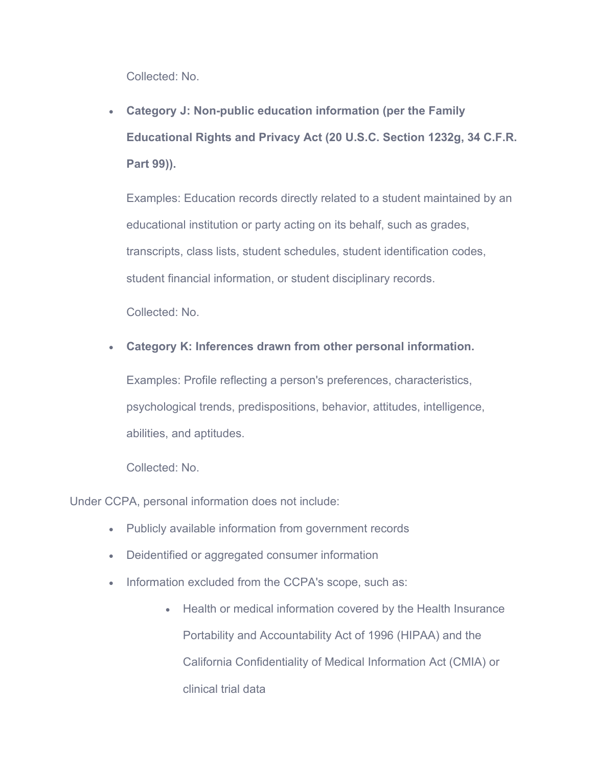Collected: No.

- **Category J: Non-public education information (per the Family Educational Rights and Privacy Act (20 U.S.C. Section 1232g, 34 C.F.R. Part 99)).**

  Examples: Education records directly related to a student maintained by an educational institution or party acting on its behalf, such as grades, transcripts, class lists, student schedules, student identification codes, student financial information, or student disciplinary records.

  Collected: No.

- **Category K: Inferences drawn from other personal information.**

  Examples: Profile reflecting a person's preferences, characteristics, psychological trends, predispositions, behavior, attitudes, intelligence, abilities, and aptitudes.

  Collected: No.

Under CCPA, personal information does not include:

- Publicly available information from government records
- Deidentified or aggregated consumer information
- Information excluded from the CCPA's scope, such as:
    - Health or medical information covered by the Health Insurance Portability and Accountability Act of 1996 (HIPAA) and the California Confidentiality of Medical Information Act (CMIA) or clinical trial data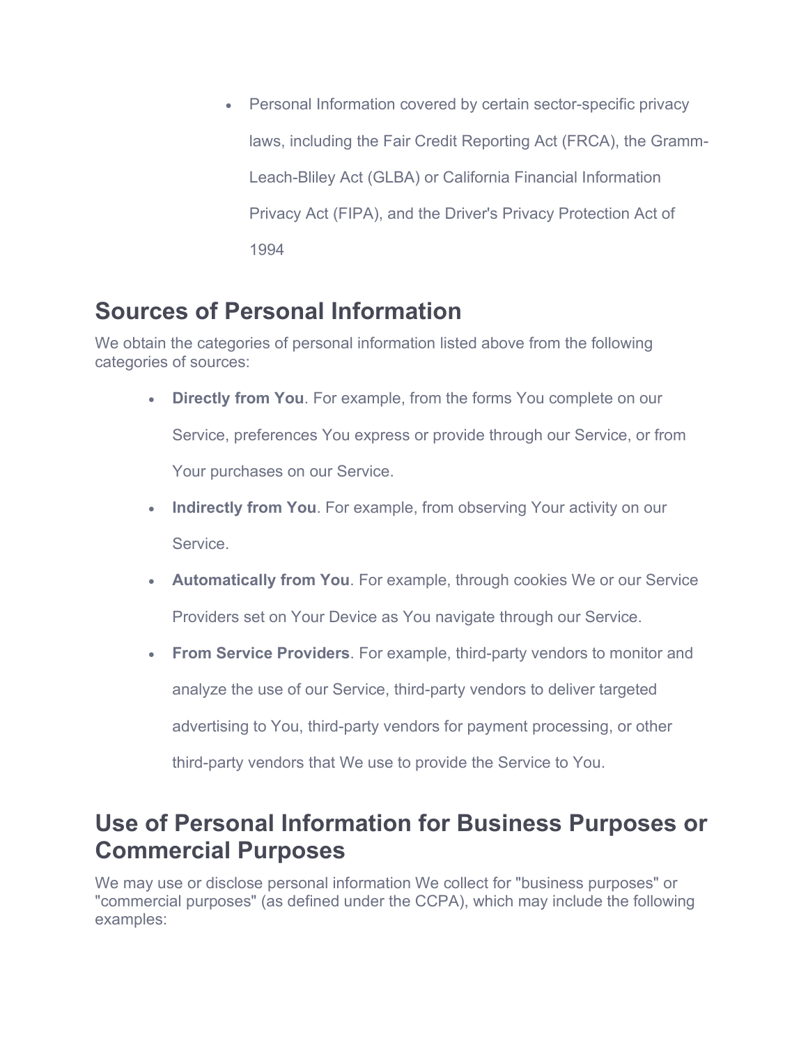- Personal Information covered by certain sector-specific privacy laws, including the Fair Credit Reporting Act (FRCA), the Gramm-Leach-Bliley Act (GLBA) or California Financial Information Privacy Act (FIPA), and the Driver's Privacy Protection Act of 1994

## Sources of Personal Information

We obtain the categories of personal information listed above from the following categories of sources:

- **Directly from You**. For example, from the forms You complete on our Service, preferences You express or provide through our Service, or from Your purchases on our Service.
- **Indirectly from You**. For example, from observing Your activity on our Service.
- **Automatically from You**. For example, through cookies We or our Service Providers set on Your Device as You navigate through our Service.
- **From Service Providers**. For example, third-party vendors to monitor and analyze the use of our Service, third-party vendors to deliver targeted advertising to You, third-party vendors for payment processing, or other third-party vendors that We use to provide the Service to You.

## Use of Personal Information for Business Purposes or Commercial Purposes

We may use or disclose personal information We collect for "business purposes" or "commercial purposes" (as defined under the CCPA), which may include the following examples: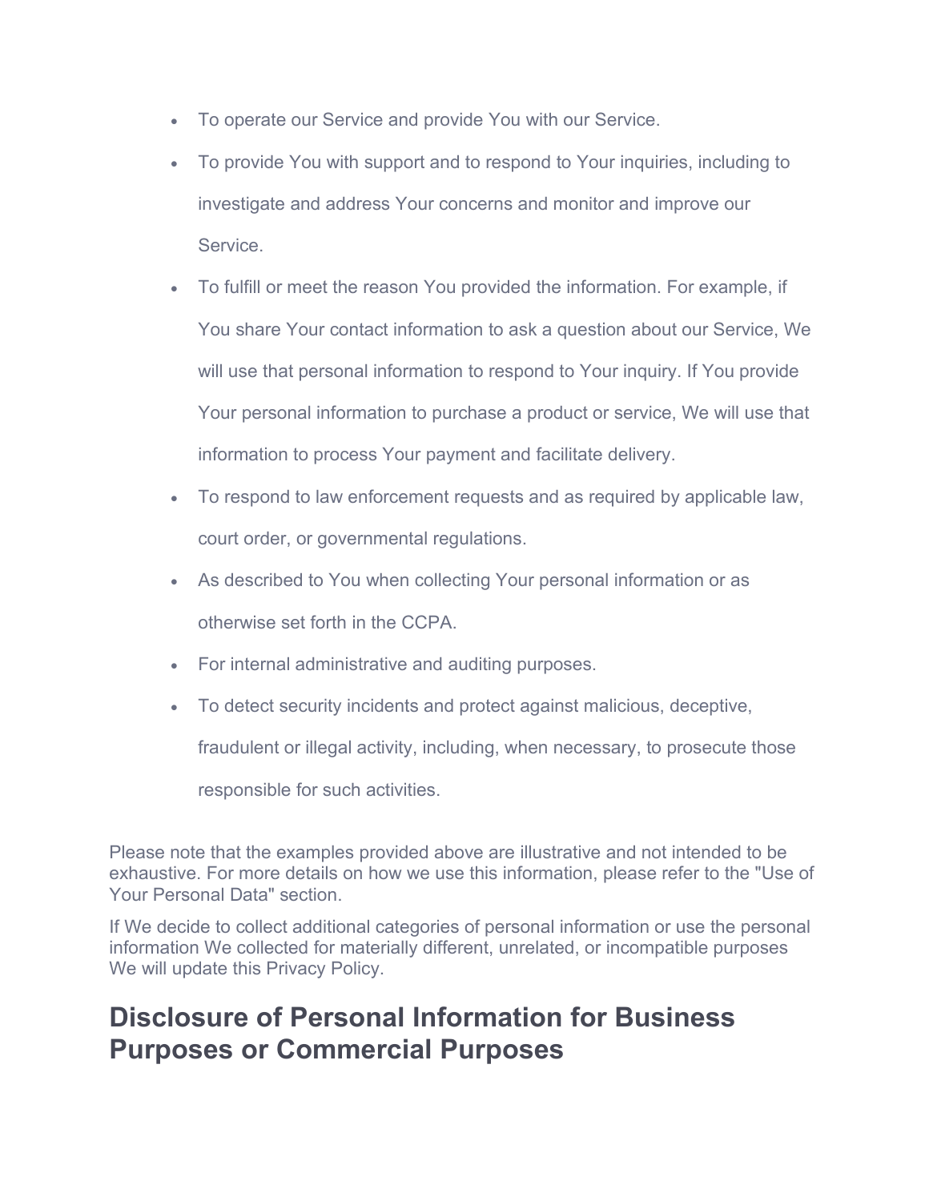- To operate our Service and provide You with our Service.
- To provide You with support and to respond to Your inquiries, including to investigate and address Your concerns and monitor and improve our Service.
- To fulfill or meet the reason You provided the information. For example, if You share Your contact information to ask a question about our Service, We will use that personal information to respond to Your inquiry. If You provide Your personal information to purchase a product or service, We will use that information to process Your payment and facilitate delivery.
- To respond to law enforcement requests and as required by applicable law, court order, or governmental regulations.
- As described to You when collecting Your personal information or as otherwise set forth in the CCPA.
- For internal administrative and auditing purposes.
- To detect security incidents and protect against malicious, deceptive, fraudulent or illegal activity, including, when necessary, to prosecute those responsible for such activities.

Please note that the examples provided above are illustrative and not intended to be exhaustive. For more details on how we use this information, please refer to the "Use of Your Personal Data" section.

If We decide to collect additional categories of personal information or use the personal information We collected for materially different, unrelated, or incompatible purposes We will update this Privacy Policy.

## Disclosure of Personal Information for Business Purposes or Commercial Purposes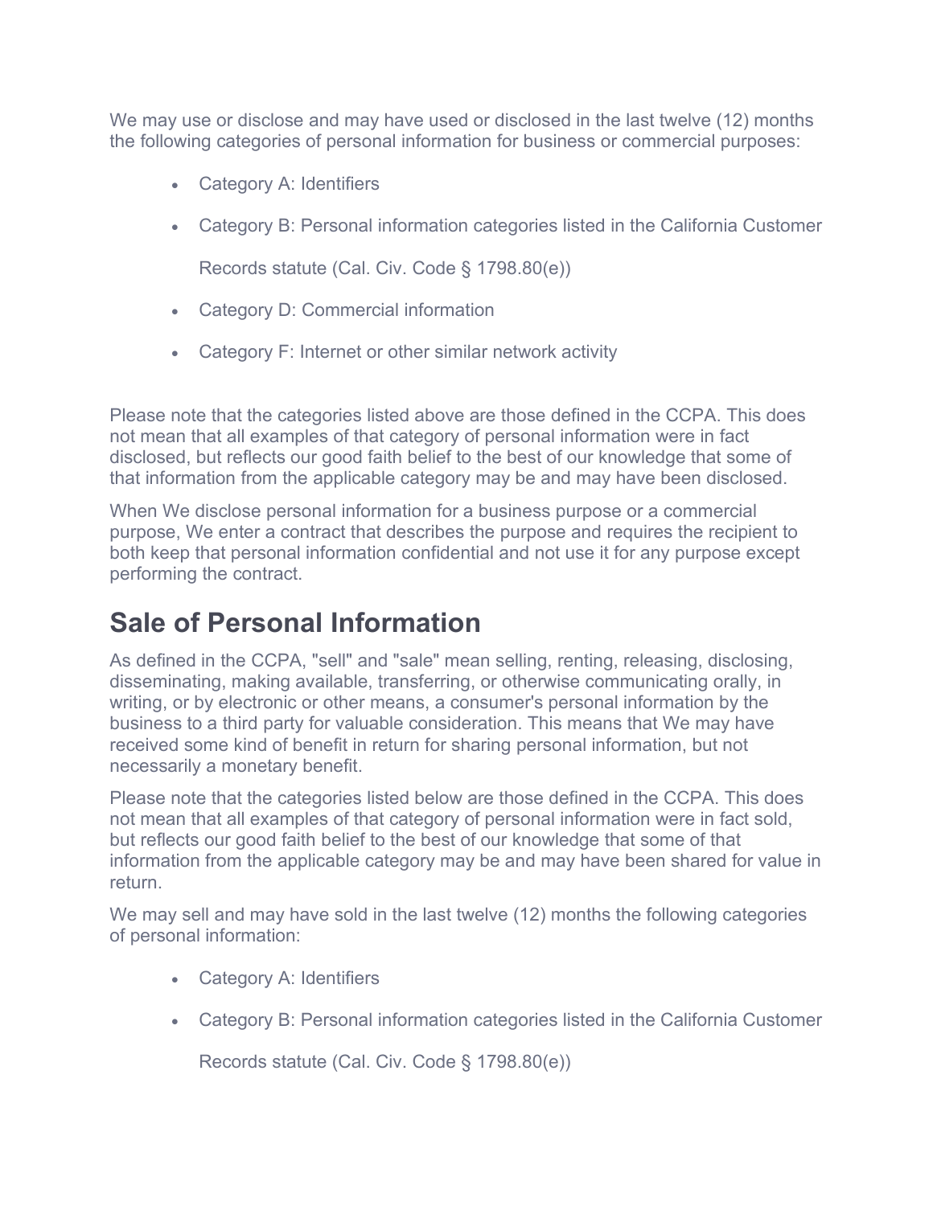We may use or disclose and may have used or disclosed in the last twelve (12) months the following categories of personal information for business or commercial purposes:

- Category A: Identifiers
- Category B: Personal information categories listed in the California Customer Records statute (Cal. Civ. Code § 1798.80(e))
- Category D: Commercial information
- Category F: Internet or other similar network activity

Please note that the categories listed above are those defined in the CCPA. This does not mean that all examples of that category of personal information were in fact disclosed, but reflects our good faith belief to the best of our knowledge that some of that information from the applicable category may be and may have been disclosed.

When We disclose personal information for a business purpose or a commercial purpose, We enter a contract that describes the purpose and requires the recipient to both keep that personal information confidential and not use it for any purpose except performing the contract.

## Sale of Personal Information

As defined in the CCPA, "sell" and "sale" mean selling, renting, releasing, disclosing, disseminating, making available, transferring, or otherwise communicating orally, in writing, or by electronic or other means, a consumer's personal information by the business to a third party for valuable consideration. This means that We may have received some kind of benefit in return for sharing personal information, but not necessarily a monetary benefit.

Please note that the categories listed below are those defined in the CCPA. This does not mean that all examples of that category of personal information were in fact sold, but reflects our good faith belief to the best of our knowledge that some of that information from the applicable category may be and may have been shared for value in return.

We may sell and may have sold in the last twelve (12) months the following categories of personal information:

- Category A: Identifiers
- Category B: Personal information categories listed in the California Customer Records statute (Cal. Civ. Code § 1798.80(e))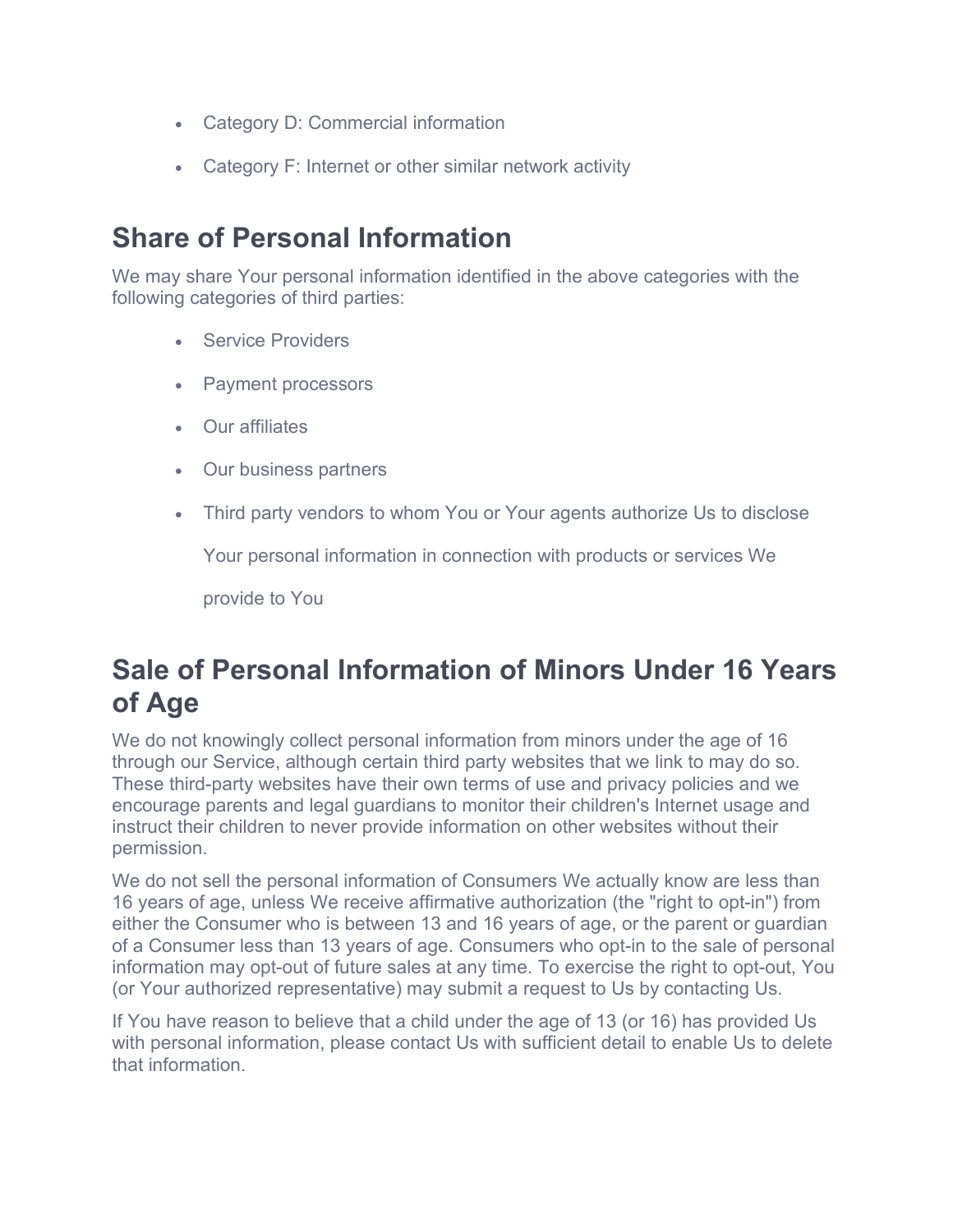- Category D: Commercial information
- Category F: Internet or other similar network activity

## Share of Personal Information

We may share Your personal information identified in the above categories with the following categories of third parties:

- Service Providers
- Payment processors
- Our affiliates
- Our business partners
- Third party vendors to whom You or Your agents authorize Us to disclose Your personal information in connection with products or services We provide to You

## Sale of Personal Information of Minors Under 16 Years of Age

We do not knowingly collect personal information from minors under the age of 16 through our Service, although certain third party websites that we link to may do so. These third-party websites have their own terms of use and privacy policies and we encourage parents and legal guardians to monitor their children's Internet usage and instruct their children to never provide information on other websites without their permission.

We do not sell the personal information of Consumers We actually know are less than 16 years of age, unless We receive affirmative authorization (the "right to opt-in") from either the Consumer who is between 13 and 16 years of age, or the parent or guardian of a Consumer less than 13 years of age. Consumers who opt-in to the sale of personal information may opt-out of future sales at any time. To exercise the right to opt-out, You (or Your authorized representative) may submit a request to Us by contacting Us.

If You have reason to believe that a child under the age of 13 (or 16) has provided Us with personal information, please contact Us with sufficient detail to enable Us to delete that information.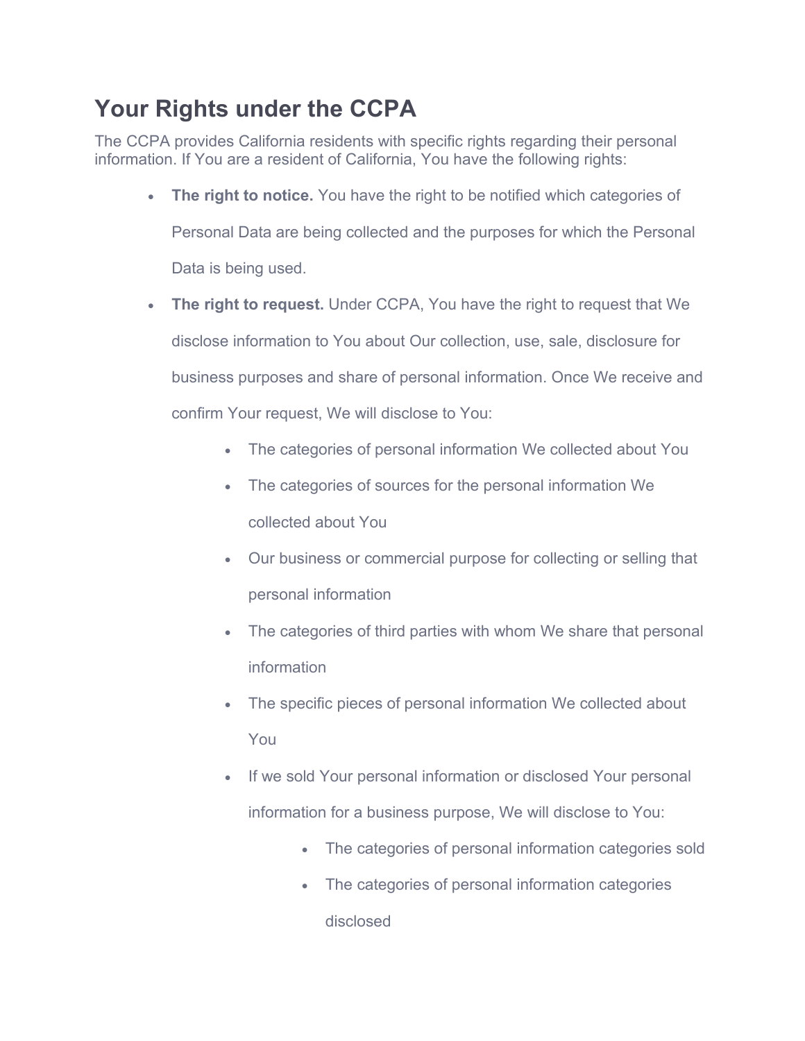## Your Rights under the CCPA

The CCPA provides California residents with specific rights regarding their personal information. If You are a resident of California, You have the following rights:

- **The right to notice.** You have the right to be notified which categories of Personal Data are being collected and the purposes for which the Personal Data is being used.
- **The right to request.** Under CCPA, You have the right to request that We disclose information to You about Our collection, use, sale, disclosure for business purposes and share of personal information. Once We receive and confirm Your request, We will disclose to You:
    - The categories of personal information We collected about You
    - The categories of sources for the personal information We collected about You
    - Our business or commercial purpose for collecting or selling that personal information
    - The categories of third parties with whom We share that personal information
    - The specific pieces of personal information We collected about You
    - If we sold Your personal information or disclosed Your personal information for a business purpose, We will disclose to You:
        - The categories of personal information categories sold
        - The categories of personal information categories disclosed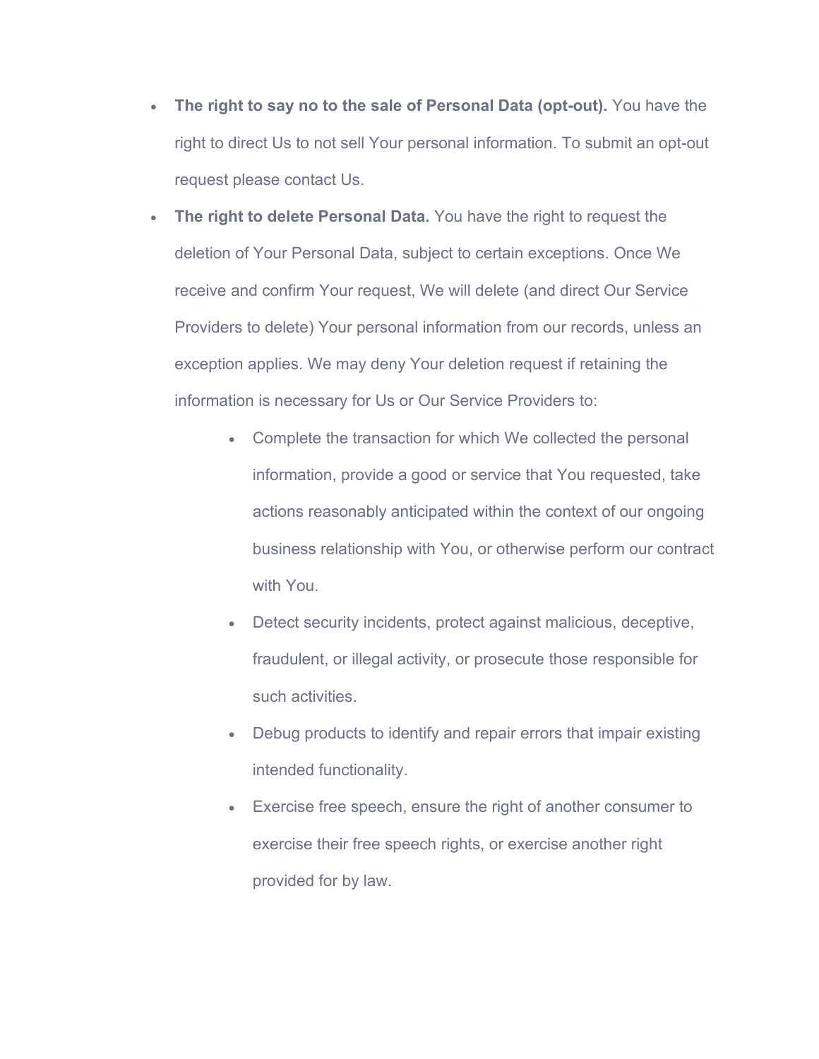- **The right to say no to the sale of Personal Data (opt-out).** You have the right to direct Us to not sell Your personal information. To submit an opt-out request please contact Us.
- **The right to delete Personal Data.** You have the right to request the deletion of Your Personal Data, subject to certain exceptions. Once We receive and confirm Your request, We will delete (and direct Our Service Providers to delete) Your personal information from our records, unless an exception applies. We may deny Your deletion request if retaining the information is necessary for Us or Our Service Providers to:
    - Complete the transaction for which We collected the personal information, provide a good or service that You requested, take actions reasonably anticipated within the context of our ongoing business relationship with You, or otherwise perform our contract with You.
    - Detect security incidents, protect against malicious, deceptive, fraudulent, or illegal activity, or prosecute those responsible for such activities.
    - Debug products to identify and repair errors that impair existing intended functionality.
    - Exercise free speech, ensure the right of another consumer to exercise their free speech rights, or exercise another right provided for by law.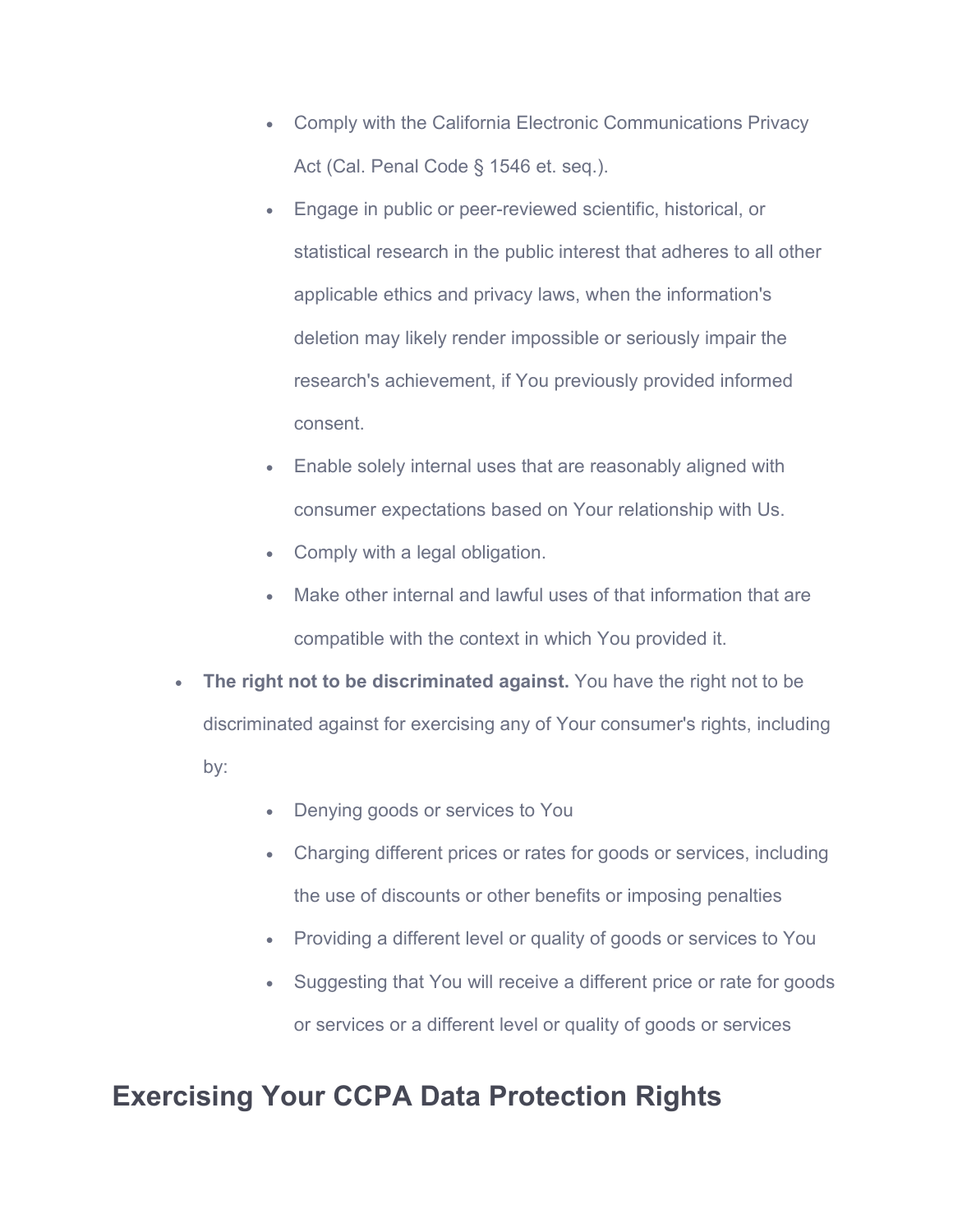- Comply with the California Electronic Communications Privacy Act (Cal. Penal Code § 1546 et. seq.).
    - Engage in public or peer-reviewed scientific, historical, or statistical research in the public interest that adheres to all other applicable ethics and privacy laws, when the information's deletion may likely render impossible or seriously impair the research's achievement, if You previously provided informed consent.
    - Enable solely internal uses that are reasonably aligned with consumer expectations based on Your relationship with Us.
    - Comply with a legal obligation.
    - Make other internal and lawful uses of that information that are compatible with the context in which You provided it.
- **The right not to be discriminated against.** You have the right not to be discriminated against for exercising any of Your consumer's rights, including by:
    - Denying goods or services to You
    - Charging different prices or rates for goods or services, including the use of discounts or other benefits or imposing penalties
    - Providing a different level or quality of goods or services to You
    - Suggesting that You will receive a different price or rate for goods or services or a different level or quality of goods or services

## Exercising Your CCPA Data Protection Rights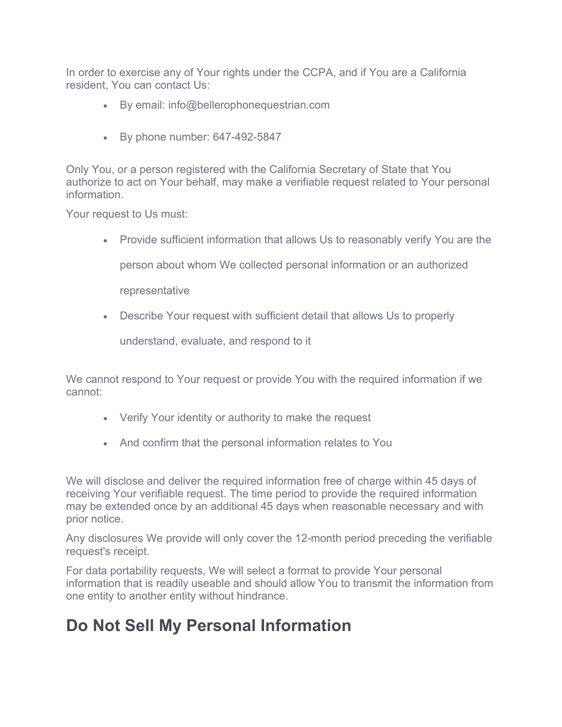In order to exercise any of Your rights under the CCPA, and if You are a California resident, You can contact Us:

- By email: info@bellerophonequestrian.com
- By phone number: 647-492-5847

Only You, or a person registered with the California Secretary of State that You authorize to act on Your behalf, may make a verifiable request related to Your personal information.

Your request to Us must:

- Provide sufficient information that allows Us to reasonably verify You are the person about whom We collected personal information or an authorized representative
- Describe Your request with sufficient detail that allows Us to properly understand, evaluate, and respond to it

We cannot respond to Your request or provide You with the required information if we cannot:

- Verify Your identity or authority to make the request
- And confirm that the personal information relates to You

We will disclose and deliver the required information free of charge within 45 days of receiving Your verifiable request. The time period to provide the required information may be extended once by an additional 45 days when reasonable necessary and with prior notice.

Any disclosures We provide will only cover the 12-month period preceding the verifiable request's receipt.

For data portability requests, We will select a format to provide Your personal information that is readily useable and should allow You to transmit the information from one entity to another entity without hindrance.

## Do Not Sell My Personal Information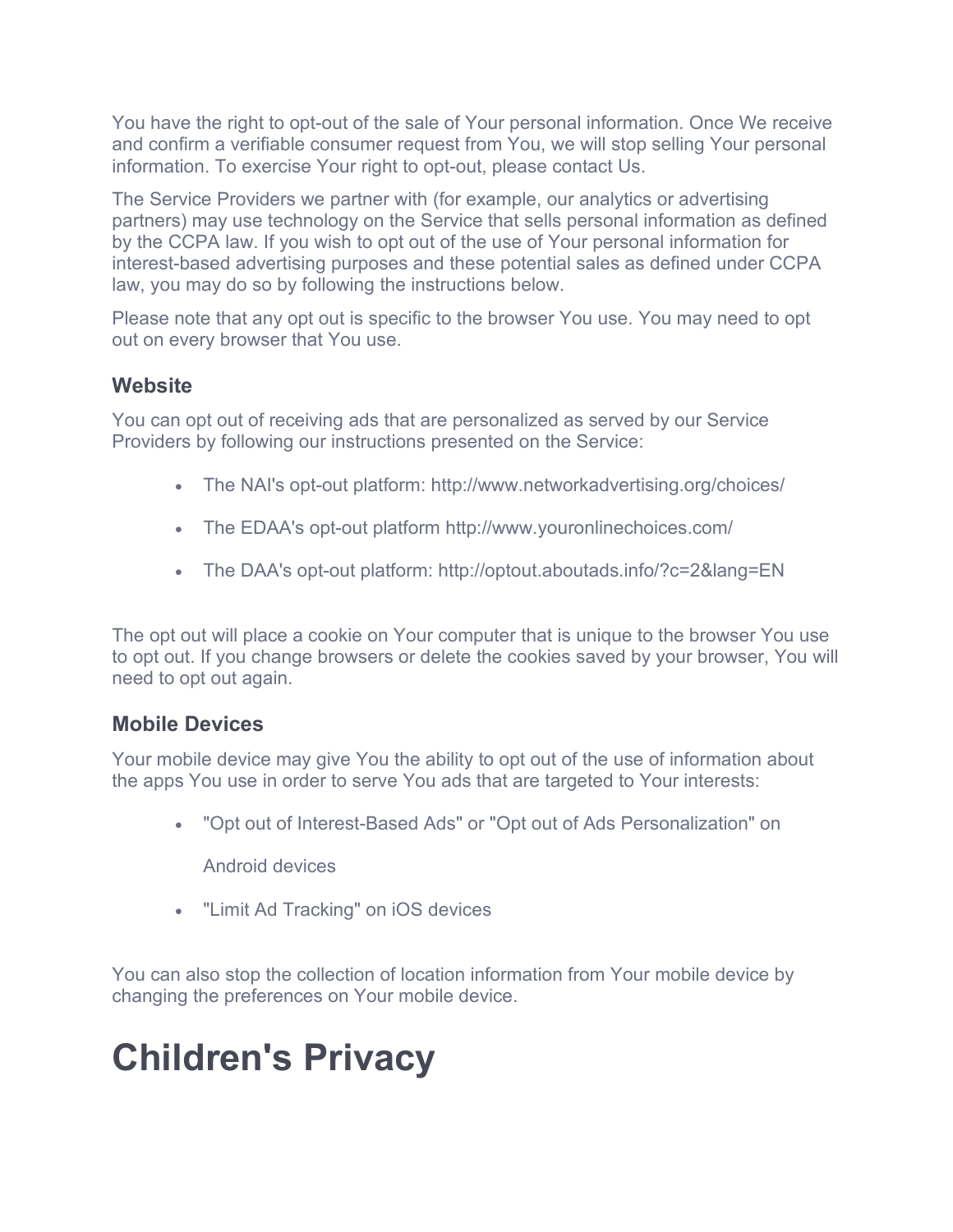You have the right to opt-out of the sale of Your personal information. Once We receive and confirm a verifiable consumer request from You, we will stop selling Your personal information. To exercise Your right to opt-out, please contact Us.

The Service Providers we partner with (for example, our analytics or advertising partners) may use technology on the Service that sells personal information as defined by the CCPA law. If you wish to opt out of the use of Your personal information for interest-based advertising purposes and these potential sales as defined under CCPA law, you may do so by following the instructions below.

Please note that any opt out is specific to the browser You use. You may need to opt out on every browser that You use.

### Website

You can opt out of receiving ads that are personalized as served by our Service Providers by following our instructions presented on the Service:

- The NAI's opt-out platform: http://www.networkadvertising.org/choices/
- The EDAA's opt-out platform http://www.youronlinechoices.com/
- The DAA's opt-out platform: http://optout.aboutads.info/?c=2&lang=EN

The opt out will place a cookie on Your computer that is unique to the browser You use to opt out. If you change browsers or delete the cookies saved by your browser, You will need to opt out again.

### Mobile Devices

Your mobile device may give You the ability to opt out of the use of information about the apps You use in order to serve You ads that are targeted to Your interests:

- "Opt out of Interest-Based Ads" or "Opt out of Ads Personalization" on Android devices
- "Limit Ad Tracking" on iOS devices

You can also stop the collection of location information from Your mobile device by changing the preferences on Your mobile device.

# Children's Privacy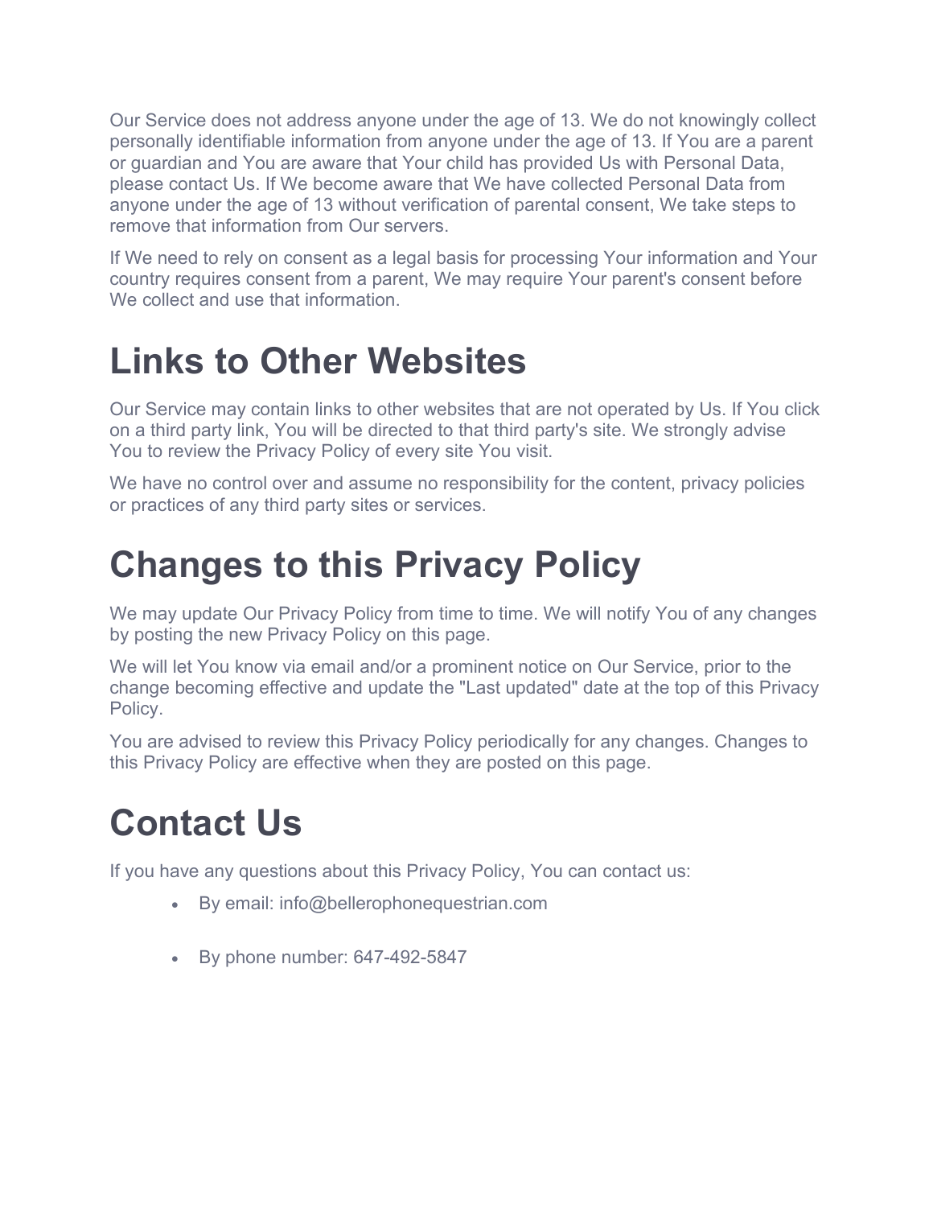Our Service does not address anyone under the age of 13. We do not knowingly collect personally identifiable information from anyone under the age of 13. If You are a parent or guardian and You are aware that Your child has provided Us with Personal Data, please contact Us. If We become aware that We have collected Personal Data from anyone under the age of 13 without verification of parental consent, We take steps to remove that information from Our servers.

If We need to rely on consent as a legal basis for processing Your information and Your country requires consent from a parent, We may require Your parent's consent before We collect and use that information.

# Links to Other Websites

Our Service may contain links to other websites that are not operated by Us. If You click on a third party link, You will be directed to that third party's site. We strongly advise You to review the Privacy Policy of every site You visit.

We have no control over and assume no responsibility for the content, privacy policies or practices of any third party sites or services.

# Changes to this Privacy Policy

We may update Our Privacy Policy from time to time. We will notify You of any changes by posting the new Privacy Policy on this page.

We will let You know via email and/or a prominent notice on Our Service, prior to the change becoming effective and update the "Last updated" date at the top of this Privacy Policy.

You are advised to review this Privacy Policy periodically for any changes. Changes to this Privacy Policy are effective when they are posted on this page.

# Contact Us

If you have any questions about this Privacy Policy, You can contact us:

- By email: info@bellerophonequestrian.com

- By phone number: 647-492-5847